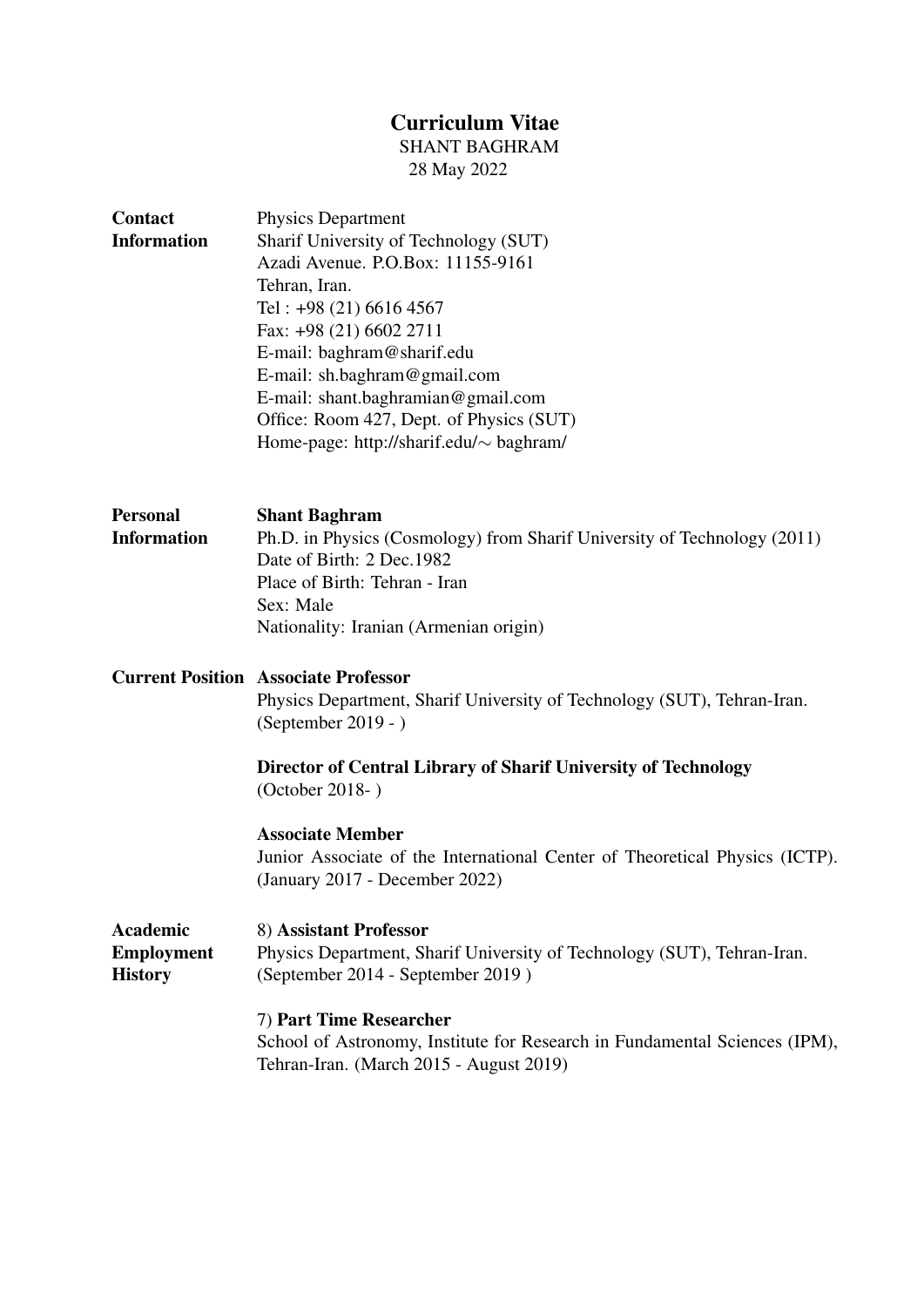# Curriculum Vitae

SHANT BAGHRAM

28 May 2022

**Contact Information**

Physics Department
Sharif University of Technology (SUT)
Azadi Avenue. P.O.Box: 11155-9161
Tehran, Iran.
Tel : +98 (21) 6616 4567
Fax: +98 (21) 6602 2711
E-mail: baghram@sharif.edu
E-mail: sh.baghram@gmail.com
E-mail: shant.baghramian@gmail.com
Office: Room 427, Dept. of Physics (SUT)
Home-page: http://sharif.edu/$\sim$ baghram/

**Personal Information**

**Shant Baghram**
Ph.D. in Physics (Cosmology) from Sharif University of Technology (2011)
Date of Birth: 2 Dec.1982
Place of Birth: Tehran - Iran
Sex: Male
Nationality: Iranian (Armenian origin)

**Current Position**

**Associate Professor**
Physics Department, Sharif University of Technology (SUT), Tehran-Iran.
(September 2019 - )

**Director of Central Library of Sharif University of Technology**
(October 2018- )

**Associate Member**
Junior Associate of the International Center of Theoretical Physics (ICTP).
(January 2017 - December 2022)

**Academic Employment History**

8) **Assistant Professor**
Physics Department, Sharif University of Technology (SUT), Tehran-Iran.
(September 2014 - September 2019 )

7) **Part Time Researcher**
School of Astronomy, Institute for Research in Fundamental Sciences (IPM), Tehran-Iran. (March 2015 - August 2019)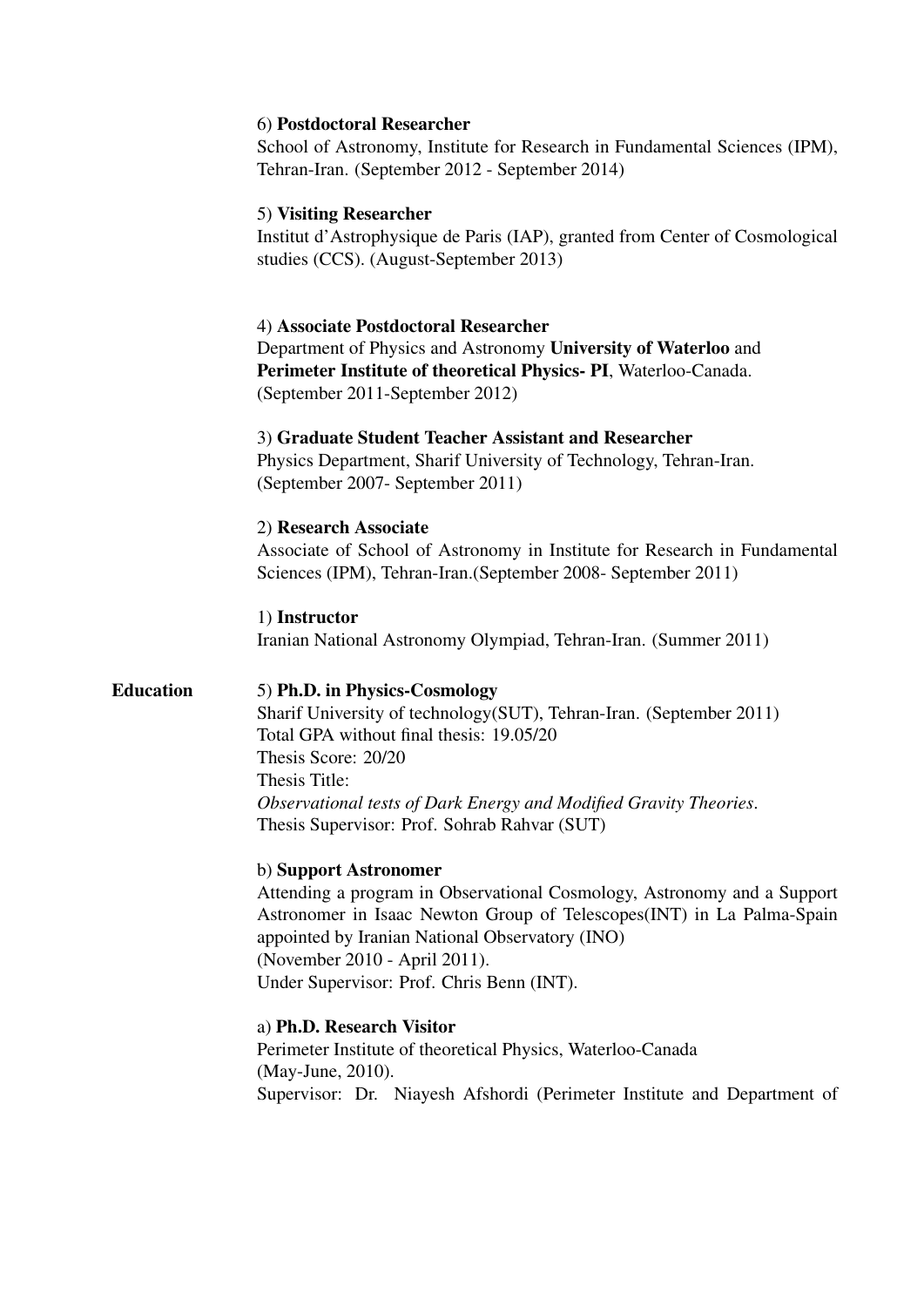6) **Postdoctoral Researcher**
School of Astronomy, Institute for Research in Fundamental Sciences (IPM), Tehran-Iran. (September 2012 - September 2014)

5) **Visiting Researcher**
Institut d'Astrophysique de Paris (IAP), granted from Center of Cosmological studies (CCS). (August-September 2013)

4) **Associate Postdoctoral Researcher**
Department of Physics and Astronomy **University of Waterloo** and **Perimeter Institute of theoretical Physics- PI**, Waterloo-Canada. (September 2011-September 2012)

3) **Graduate Student Teacher Assistant and Researcher**
Physics Department, Sharif University of Technology, Tehran-Iran. (September 2007- September 2011)

2) **Research Associate**
Associate of School of Astronomy in Institute for Research in Fundamental Sciences (IPM), Tehran-Iran.(September 2008- September 2011)

1) **Instructor**
Iranian National Astronomy Olympiad, Tehran-Iran. (Summer 2011)

## Education

5) **Ph.D. in Physics-Cosmology**
Sharif University of technology(SUT), Tehran-Iran. (September 2011)
Total GPA without final thesis: 19.05/20
Thesis Score: 20/20
Thesis Title:
*Observational tests of Dark Energy and Modified Gravity Theories*.
Thesis Supervisor: Prof. Sohrab Rahvar (SUT)

b) **Support Astronomer**
Attending a program in Observational Cosmology, Astronomy and a Support Astronomer in Isaac Newton Group of Telescopes(INT) in La Palma-Spain appointed by Iranian National Observatory (INO)
(November 2010 - April 2011).
Under Supervisor: Prof. Chris Benn (INT).

a) **Ph.D. Research Visitor**
Perimeter Institute of theoretical Physics, Waterloo-Canada
(May-June, 2010).
Supervisor: Dr. Niayesh Afshordi (Perimeter Institute and Department of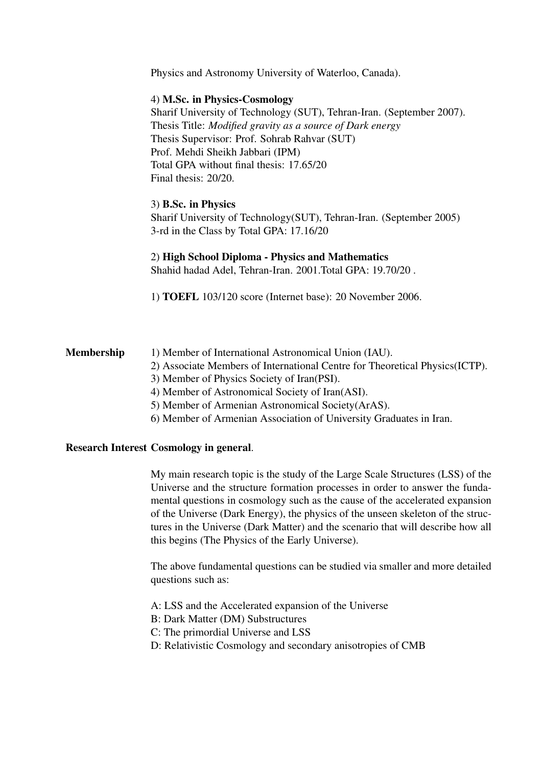Physics and Astronomy University of Waterloo, Canada).

4) **M.Sc. in Physics-Cosmology**
Sharif University of Technology (SUT), Tehran-Iran. (September 2007).
Thesis Title: *Modified gravity as a source of Dark energy*
Thesis Supervisor: Prof. Sohrab Rahvar (SUT)
Prof. Mehdi Sheikh Jabbari (IPM)
Total GPA without final thesis: 17.65/20
Final thesis: 20/20.

3) **B.Sc. in Physics**
Sharif University of Technology(SUT), Tehran-Iran. (September 2005)
3-rd in the Class by Total GPA: 17.16/20

2) **High School Diploma - Physics and Mathematics**
Shahid hadad Adel, Tehran-Iran. 2001.Total GPA: 19.70/20 .

1) **TOEFL** 103/120 score (Internet base): 20 November 2006.

**Membership**

1) Member of International Astronomical Union (IAU).
2) Associate Members of International Centre for Theoretical Physics(ICTP).
3) Member of Physics Society of Iran(PSI).
4) Member of Astronomical Society of Iran(ASI).
5) Member of Armenian Astronomical Society(ArAS).
6) Member of Armenian Association of University Graduates in Iran.

**Research Interest** **Cosmology in general**.

My main research topic is the study of the Large Scale Structures (LSS) of the Universe and the structure formation processes in order to answer the fundamental questions in cosmology such as the cause of the accelerated expansion of the Universe (Dark Energy), the physics of the unseen skeleton of the structures in the Universe (Dark Matter) and the scenario that will describe how all this begins (The Physics of the Early Universe).

The above fundamental questions can be studied via smaller and more detailed questions such as:

A: LSS and the Accelerated expansion of the Universe
B: Dark Matter (DM) Substructures
C: The primordial Universe and LSS
D: Relativistic Cosmology and secondary anisotropies of CMB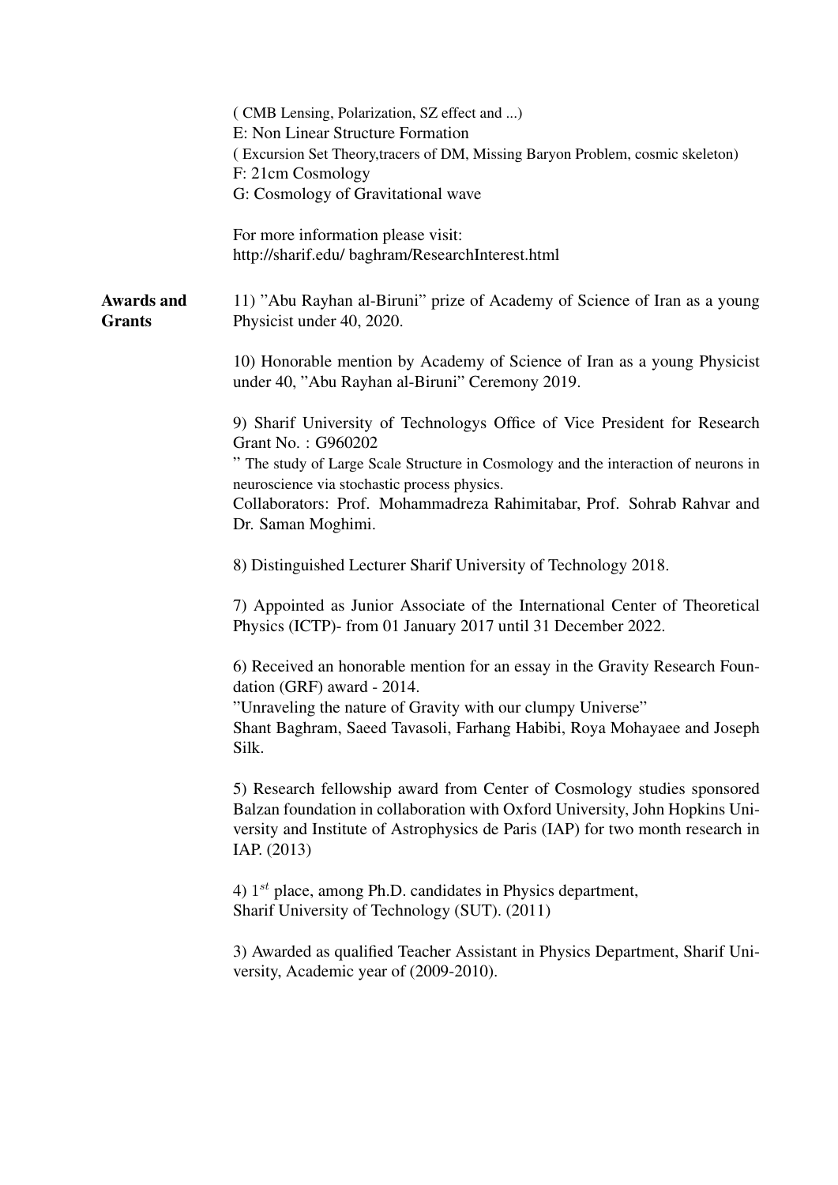( CMB Lensing, Polarization, SZ effect and ...)
E: Non Linear Structure Formation
( Excursion Set Theory,tracers of DM, Missing Baryon Problem, cosmic skeleton)
F: 21cm Cosmology
G: Cosmology of Gravitational wave

For more information please visit:
http://sharif.edu/ baghram/ResearchInterest.html

**Awards and Grants**

11) "Abu Rayhan al-Biruni" prize of Academy of Science of Iran as a young Physicist under 40, 2020.

10) Honorable mention by Academy of Science of Iran as a young Physicist under 40, "Abu Rayhan al-Biruni" Ceremony 2019.

9) Sharif University of Technologys Office of Vice President for Research Grant No. : G960202
" The study of Large Scale Structure in Cosmology and the interaction of neurons in neuroscience via stochastic process physics.
Collaborators: Prof. Mohammadreza Rahimitabar, Prof. Sohrab Rahvar and Dr. Saman Moghimi.

8) Distinguished Lecturer Sharif University of Technology 2018.

7) Appointed as Junior Associate of the International Center of Theoretical Physics (ICTP)- from 01 January 2017 until 31 December 2022.

6) Received an honorable mention for an essay in the Gravity Research Foundation (GRF) award - 2014.
"Unraveling the nature of Gravity with our clumpy Universe"
Shant Baghram, Saeed Tavasoli, Farhang Habibi, Roya Mohayaee and Joseph Silk.

5) Research fellowship award from Center of Cosmology studies sponsored Balzan foundation in collaboration with Oxford University, John Hopkins University and Institute of Astrophysics de Paris (IAP) for two month research in IAP. (2013)

4) $1^{st}$ place, among Ph.D. candidates in Physics department,
Sharif University of Technology (SUT). (2011)

3) Awarded as qualified Teacher Assistant in Physics Department, Sharif University, Academic year of (2009-2010).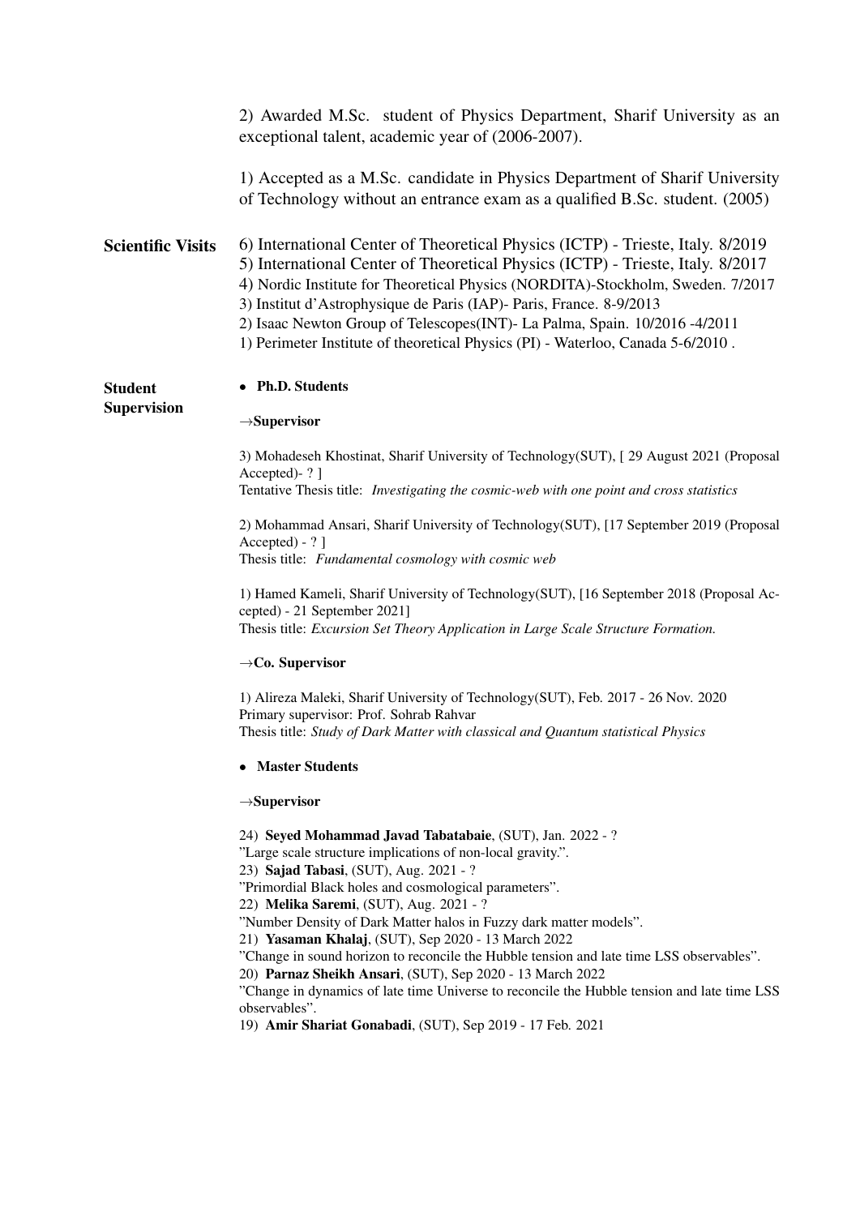2) Awarded M.Sc. student of Physics Department, Sharif University as an exceptional talent, academic year of (2006-2007).

1) Accepted as a M.Sc. candidate in Physics Department of Sharif University of Technology without an entrance exam as a qualified B.Sc. student. (2005)

## Scientific Visits

6) International Center of Theoretical Physics (ICTP) - Trieste, Italy. 8/2019
5) International Center of Theoretical Physics (ICTP) - Trieste, Italy. 8/2017
4) Nordic Institute for Theoretical Physics (NORDITA)-Stockholm, Sweden. 7/2017
3) Institut d'Astrophysique de Paris (IAP)- Paris, France. 8-9/2013
2) Isaac Newton Group of Telescopes(INT)- La Palma, Spain. 10/2016 -4/2011
1) Perimeter Institute of theoretical Physics (PI) - Waterloo, Canada 5-6/2010 .

## Student Supervision

- **Ph.D. Students**

→**Supervisor**

3) Mohadeseh Khostinat, Sharif University of Technology(SUT), [ 29 August 2021 (Proposal Accepted)- ? ]
Tentative Thesis title: *Investigating the cosmic-web with one point and cross statistics*

2) Mohammad Ansari, Sharif University of Technology(SUT), [17 September 2019 (Proposal Accepted) - ? ]
Thesis title: *Fundamental cosmology with cosmic web*

1) Hamed Kameli, Sharif University of Technology(SUT), [16 September 2018 (Proposal Accepted) - 21 September 2021]
Thesis title: *Excursion Set Theory Application in Large Scale Structure Formation.*

→**Co. Supervisor**

1) Alireza Maleki, Sharif University of Technology(SUT), Feb. 2017 - 26 Nov. 2020
Primary supervisor: Prof. Sohrab Rahvar
Thesis title: *Study of Dark Matter with classical and Quantum statistical Physics*

- **Master Students**

→**Supervisor**

24) **Seyed Mohammad Javad Tabatabaie**, (SUT), Jan. 2022 - ?
"Large scale structure implications of non-local gravity.".
23) **Sajad Tabasi**, (SUT), Aug. 2021 - ?
"Primordial Black holes and cosmological parameters".
22) **Melika Saremi**, (SUT), Aug. 2021 - ?
"Number Density of Dark Matter halos in Fuzzy dark matter models".
21) **Yasaman Khalaj**, (SUT), Sep 2020 - 13 March 2022
"Change in sound horizon to reconcile the Hubble tension and late time LSS observables".
20) **Parnaz Sheikh Ansari**, (SUT), Sep 2020 - 13 March 2022
"Change in dynamics of late time Universe to reconcile the Hubble tension and late time LSS observables".
19) **Amir Shariat Gonabadi**, (SUT), Sep 2019 - 17 Feb. 2021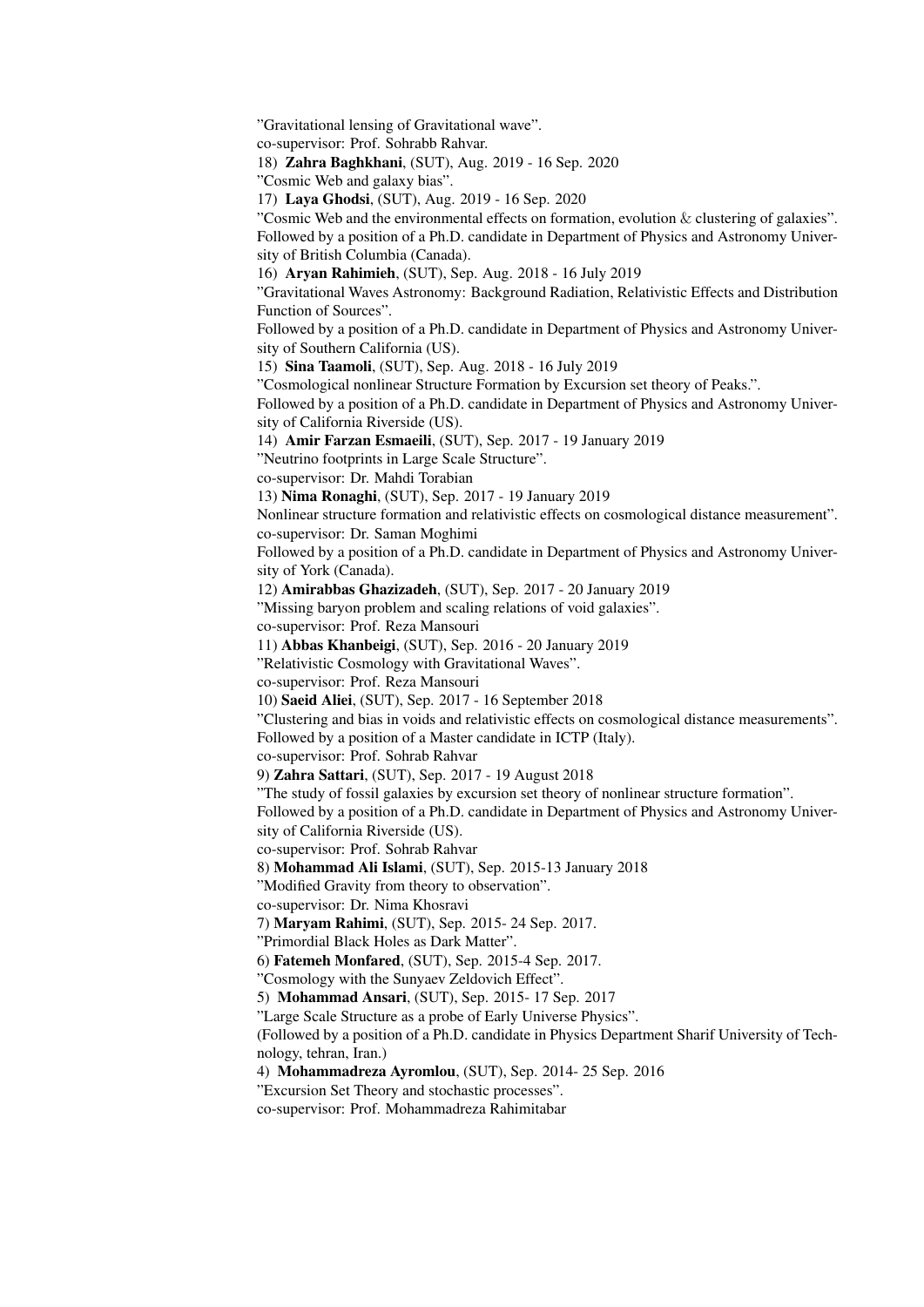"Gravitational lensing of Gravitational wave".
co-supervisor: Prof. Sohrabb Rahvar.

18) **Zahra Baghkhani**, (SUT), Aug. 2019 - 16 Sep. 2020
"Cosmic Web and galaxy bias".

17) **Laya Ghodsi**, (SUT), Aug. 2019 - 16 Sep. 2020
"Cosmic Web and the environmental effects on formation, evolution & clustering of galaxies".
Followed by a position of a Ph.D. candidate in Department of Physics and Astronomy University of British Columbia (Canada).

16) **Aryan Rahimieh**, (SUT), Sep. Aug. 2018 - 16 July 2019
"Gravitational Waves Astronomy: Background Radiation, Relativistic Effects and Distribution Function of Sources".
Followed by a position of a Ph.D. candidate in Department of Physics and Astronomy University of Southern California (US).

15) **Sina Taamoli**, (SUT), Sep. Aug. 2018 - 16 July 2019
"Cosmological nonlinear Structure Formation by Excursion set theory of Peaks.".
Followed by a position of a Ph.D. candidate in Department of Physics and Astronomy University of California Riverside (US).

14) **Amir Farzan Esmaeili**, (SUT), Sep. 2017 - 19 January 2019
"Neutrino footprints in Large Scale Structure".
co-supervisor: Dr. Mahdi Torabian

13) **Nima Ronaghi**, (SUT), Sep. 2017 - 19 January 2019
Nonlinear structure formation and relativistic effects on cosmological distance measurement".
co-supervisor: Dr. Saman Moghimi
Followed by a position of a Ph.D. candidate in Department of Physics and Astronomy University of York (Canada).

12) **Amirabbas Ghazizadeh**, (SUT), Sep. 2017 - 20 January 2019
"Missing baryon problem and scaling relations of void galaxies".
co-supervisor: Prof. Reza Mansouri

11) **Abbas Khanbeigi**, (SUT), Sep. 2016 - 20 January 2019
"Relativistic Cosmology with Gravitational Waves".
co-supervisor: Prof. Reza Mansouri

10) **Saeid Aliei**, (SUT), Sep. 2017 - 16 September 2018
"Clustering and bias in voids and relativistic effects on cosmological distance measurements".
Followed by a position of a Master candidate in ICTP (Italy).
co-supervisor: Prof. Sohrab Rahvar

9) **Zahra Sattari**, (SUT), Sep. 2017 - 19 August 2018
"The study of fossil galaxies by excursion set theory of nonlinear structure formation".
Followed by a position of a Ph.D. candidate in Department of Physics and Astronomy University of California Riverside (US).
co-supervisor: Prof. Sohrab Rahvar

8) **Mohammad Ali Islami**, (SUT), Sep. 2015-13 January 2018
"Modified Gravity from theory to observation".
co-supervisor: Dr. Nima Khosravi

7) **Maryam Rahimi**, (SUT), Sep. 2015- 24 Sep. 2017.
"Primordial Black Holes as Dark Matter".

6) **Fatemeh Monfared**, (SUT), Sep. 2015-4 Sep. 2017.
"Cosmology with the Sunyaev Zeldovich Effect".

5) **Mohammad Ansari**, (SUT), Sep. 2015- 17 Sep. 2017
"Large Scale Structure as a probe of Early Universe Physics".
(Followed by a position of a Ph.D. candidate in Physics Department Sharif University of Technology, tehran, Iran.)

4) **Mohammadreza Ayromlou**, (SUT), Sep. 2014- 25 Sep. 2016
"Excursion Set Theory and stochastic processes".
co-supervisor: Prof. Mohammadreza Rahimitabar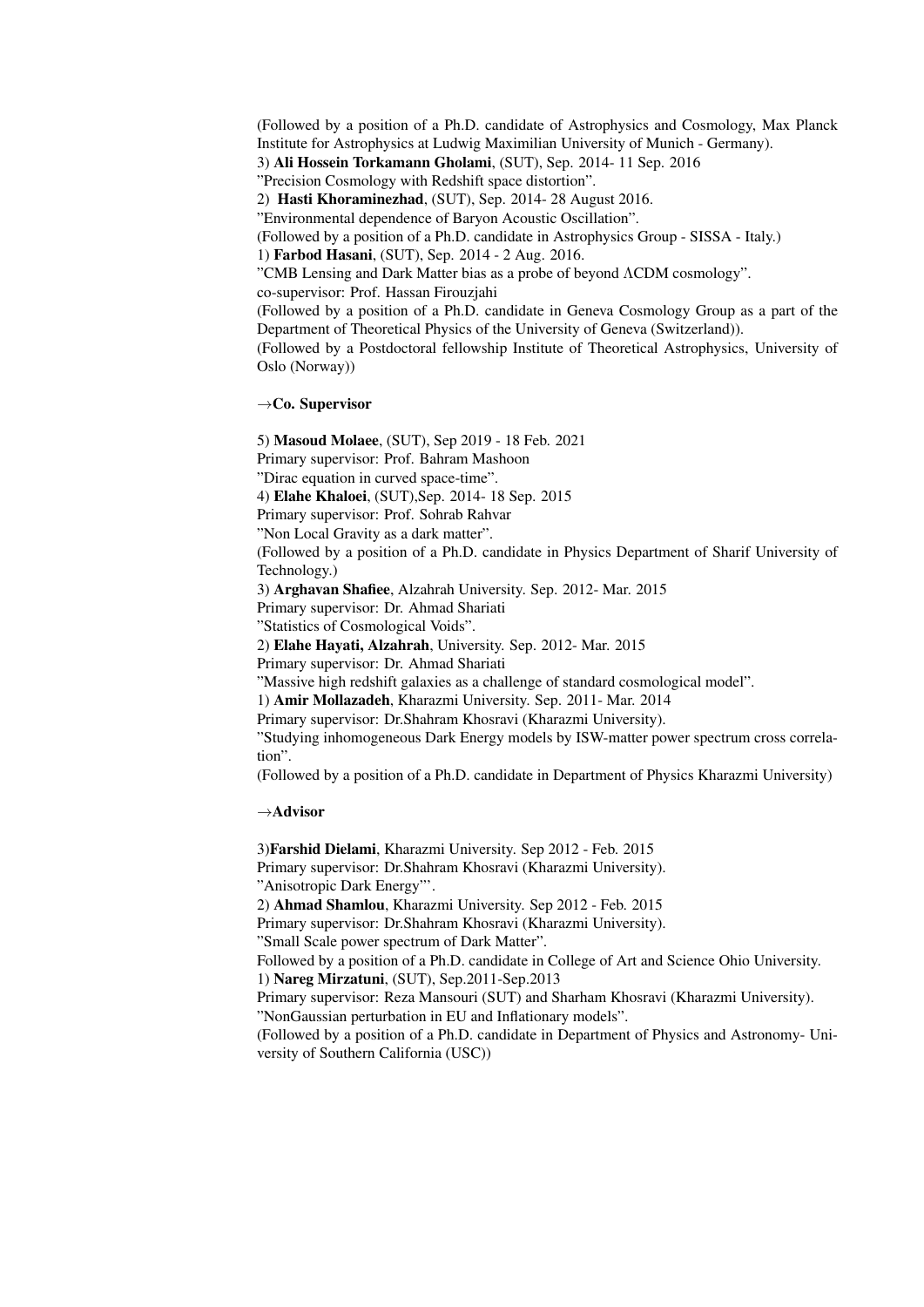(Followed by a position of a Ph.D. candidate of Astrophysics and Cosmology, Max Planck Institute for Astrophysics at Ludwig Maximilian University of Munich - Germany).

3) **Ali Hossein Torkamann Gholami**, (SUT), Sep. 2014- 11 Sep. 2016
"Precision Cosmology with Redshift space distortion".

2) **Hasti Khoraminezhad**, (SUT), Sep. 2014- 28 August 2016.
"Environmental dependence of Baryon Acoustic Oscillation".
(Followed by a position of a Ph.D. candidate in Astrophysics Group - SISSA - Italy.)

1) **Farbod Hasani**, (SUT), Sep. 2014 - 2 Aug. 2016.
"CMB Lensing and Dark Matter bias as a probe of beyond $\Lambda$CDM cosmology".
co-supervisor: Prof. Hassan Firouzjahi
(Followed by a position of a Ph.D. candidate in Geneva Cosmology Group as a part of the Department of Theoretical Physics of the University of Geneva (Switzerland)).
(Followed by a Postdoctoral fellowship Institute of Theoretical Astrophysics, University of Oslo (Norway))

### →Co. Supervisor

5) **Masoud Molaee**, (SUT), Sep 2019 - 18 Feb. 2021
Primary supervisor: Prof. Bahram Mashoon
"Dirac equation in curved space-time".

4) **Elahe Khaloei**, (SUT),Sep. 2014- 18 Sep. 2015
Primary supervisor: Prof. Sohrab Rahvar
"Non Local Gravity as a dark matter".
(Followed by a position of a Ph.D. candidate in Physics Department of Sharif University of Technology.)

3) **Arghavan Shafiee**, Alzahrah University. Sep. 2012- Mar. 2015
Primary supervisor: Dr. Ahmad Shariati
"Statistics of Cosmological Voids".

2) **Elahe Hayati, Alzahrah**, University. Sep. 2012- Mar. 2015
Primary supervisor: Dr. Ahmad Shariati
"Massive high redshift galaxies as a challenge of standard cosmological model".

1) **Amir Mollazadeh**, Kharazmi University. Sep. 2011- Mar. 2014
Primary supervisor: Dr.Shahram Khosravi (Kharazmi University).
"Studying inhomogeneous Dark Energy models by ISW-matter power spectrum cross correlation".
(Followed by a position of a Ph.D. candidate in Department of Physics Kharazmi University)

### →Advisor

3)**Farshid Dielami**, Kharazmi University. Sep 2012 - Feb. 2015
Primary supervisor: Dr.Shahram Khosravi (Kharazmi University).
"Anisotropic Dark Energy"'.

2) **Ahmad Shamlou**, Kharazmi University. Sep 2012 - Feb. 2015
Primary supervisor: Dr.Shahram Khosravi (Kharazmi University).
"Small Scale power spectrum of Dark Matter".
Followed by a position of a Ph.D. candidate in College of Art and Science Ohio University.

1) **Nareg Mirzatuni**, (SUT), Sep.2011-Sep.2013
Primary supervisor: Reza Mansouri (SUT) and Sharham Khosravi (Kharazmi University).
"NonGaussian perturbation in EU and Inflationary models".
(Followed by a position of a Ph.D. candidate in Department of Physics and Astronomy- University of Southern California (USC))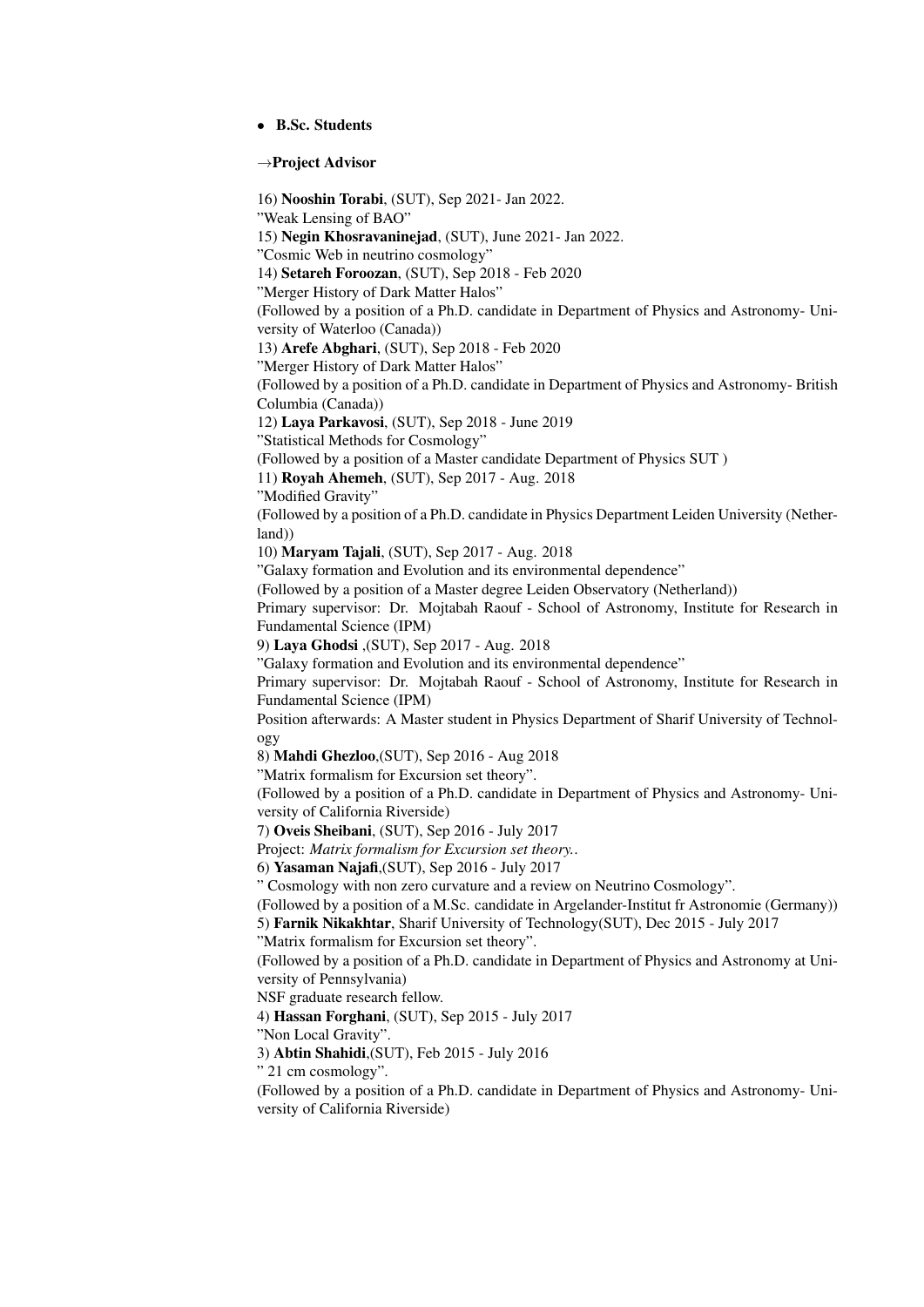- **B.Sc. Students**

→**Project Advisor**

16) **Nooshin Torabi**, (SUT), Sep 2021- Jan 2022.
"Weak Lensing of BAO"
15) **Negin Khosravaninejad**, (SUT), June 2021- Jan 2022.
"Cosmic Web in neutrino cosmology"
14) **Setareh Foroozan**, (SUT), Sep 2018 - Feb 2020
"Merger History of Dark Matter Halos"
(Followed by a position of a Ph.D. candidate in Department of Physics and Astronomy- University of Waterloo (Canada))
13) **Arefe Abghari**, (SUT), Sep 2018 - Feb 2020
"Merger History of Dark Matter Halos"
(Followed by a position of a Ph.D. candidate in Department of Physics and Astronomy- British Columbia (Canada))
12) **Laya Parkavosi**, (SUT), Sep 2018 - June 2019
"Statistical Methods for Cosmology"
(Followed by a position of a Master candidate Department of Physics SUT )
11) **Royah Ahemeh**, (SUT), Sep 2017 - Aug. 2018
"Modified Gravity"
(Followed by a position of a Ph.D. candidate in Physics Department Leiden University (Netherland))
10) **Maryam Tajali**, (SUT), Sep 2017 - Aug. 2018
"Galaxy formation and Evolution and its environmental dependence"
(Followed by a position of a Master degree Leiden Observatory (Netherland))
Primary supervisor: Dr. Mojtabah Raouf - School of Astronomy, Institute for Research in Fundamental Science (IPM)
9) **Laya Ghodsi** ,(SUT), Sep 2017 - Aug. 2018
"Galaxy formation and Evolution and its environmental dependence"
Primary supervisor: Dr. Mojtabah Raouf - School of Astronomy, Institute for Research in Fundamental Science (IPM)
Position afterwards: A Master student in Physics Department of Sharif University of Technology
8) **Mahdi Ghezloo**,(SUT), Sep 2016 - Aug 2018
"Matrix formalism for Excursion set theory".
(Followed by a position of a Ph.D. candidate in Department of Physics and Astronomy- University of California Riverside)
7) **Oveis Sheibani**, (SUT), Sep 2016 - July 2017
Project: *Matrix formalism for Excursion set theory.*.
6) **Yasaman Najafi**,(SUT), Sep 2016 - July 2017
" Cosmology with non zero curvature and a review on Neutrino Cosmology".
(Followed by a position of a M.Sc. candidate in Argelander-Institut fr Astronomie (Germany))
5) **Farnik Nikakhtar**, Sharif University of Technology(SUT), Dec 2015 - July 2017
"Matrix formalism for Excursion set theory".
(Followed by a position of a Ph.D. candidate in Department of Physics and Astronomy at University of Pennsylvania)
NSF graduate research fellow.
4) **Hassan Forghani**, (SUT), Sep 2015 - July 2017
"Non Local Gravity".
3) **Abtin Shahidi**,(SUT), Feb 2015 - July 2016
" 21 cm cosmology".
(Followed by a position of a Ph.D. candidate in Department of Physics and Astronomy- University of California Riverside)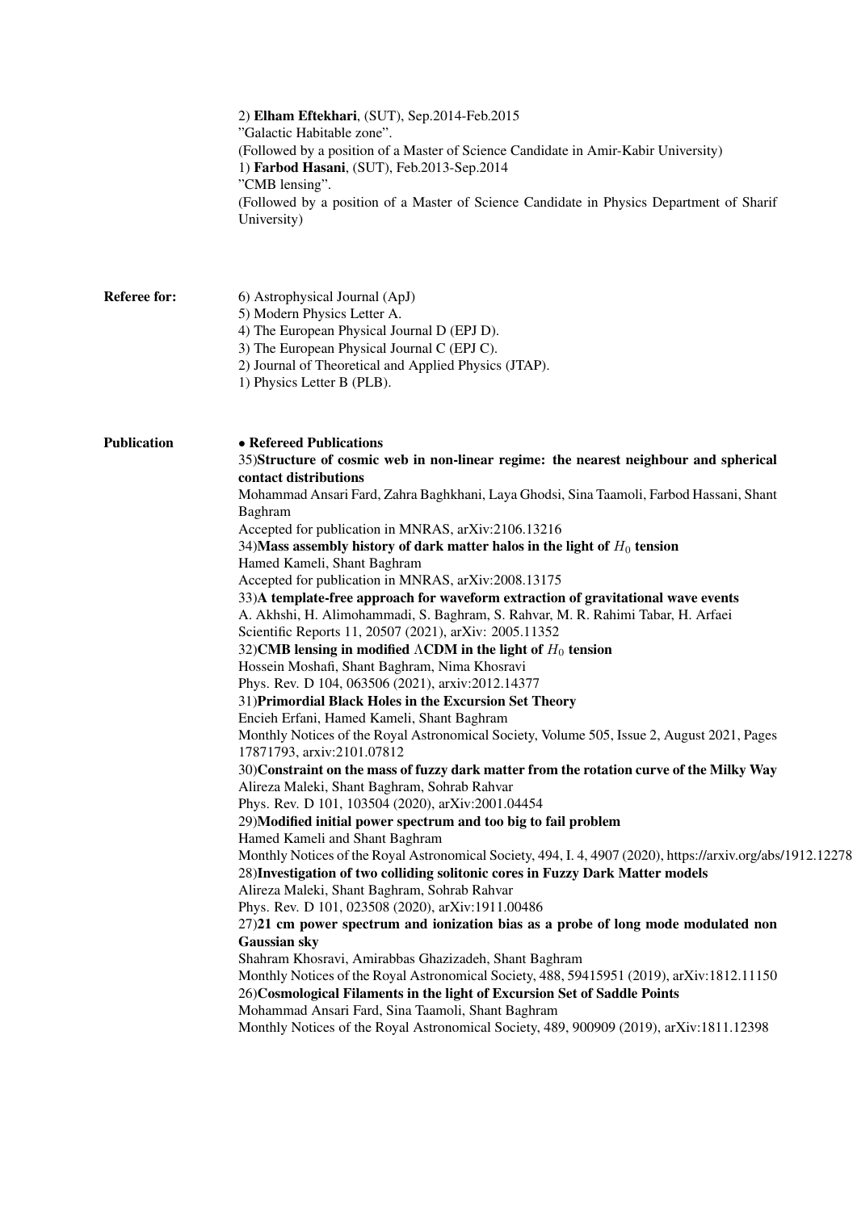2) **Elham Eftekhari**, (SUT), Sep.2014-Feb.2015
"Galactic Habitable zone".
(Followed by a position of a Master of Science Candidate in Amir-Kabir University)
1) **Farbod Hasani**, (SUT), Feb.2013-Sep.2014
"CMB lensing".
(Followed by a position of a Master of Science Candidate in Physics Department of Sharif University)

**Referee for:**

6) Astrophysical Journal (ApJ)
5) Modern Physics Letter A.
4) The European Physical Journal D (EPJ D).
3) The European Physical Journal C (EPJ C).
2) Journal of Theoretical and Applied Physics (JTAP).
1) Physics Letter B (PLB).

**Publication**

- **Refereed Publications**

35)**Structure of cosmic web in non-linear regime: the nearest neighbour and spherical contact distributions**
Mohammad Ansari Fard, Zahra Baghkhani, Laya Ghodsi, Sina Taamoli, Farbod Hassani, Shant Baghram
Accepted for publication in MNRAS, arXiv:2106.13216

34)**Mass assembly history of dark matter halos in the light of $H_0$ tension**
Hamed Kameli, Shant Baghram
Accepted for publication in MNRAS, arXiv:2008.13175

33)**A template-free approach for waveform extraction of gravitational wave events**
A. Akhshi, H. Alimohammadi, S. Baghram, S. Rahvar, M. R. Rahimi Tabar, H. Arfaei
Scientific Reports 11, 20507 (2021), arXiv: 2005.11352

32)**CMB lensing in modified $\Lambda$CDM in the light of $H_0$ tension**
Hossein Moshafi, Shant Baghram, Nima Khosravi
Phys. Rev. D 104, 063506 (2021), arxiv:2012.14377

31)**Primordial Black Holes in the Excursion Set Theory**
Encieh Erfani, Hamed Kameli, Shant Baghram
Monthly Notices of the Royal Astronomical Society, Volume 505, Issue 2, August 2021, Pages 17871793, arxiv:2101.07812

30)**Constraint on the mass of fuzzy dark matter from the rotation curve of the Milky Way**
Alireza Maleki, Shant Baghram, Sohrab Rahvar
Phys. Rev. D 101, 103504 (2020), arXiv:2001.04454

29)**Modified initial power spectrum and too big to fail problem**
Hamed Kameli and Shant Baghram
Monthly Notices of the Royal Astronomical Society, 494, I. 4, 4907 (2020), https://arxiv.org/abs/1912.12278

28)**Investigation of two colliding solitonic cores in Fuzzy Dark Matter models**
Alireza Maleki, Shant Baghram, Sohrab Rahvar
Phys. Rev. D 101, 023508 (2020), arXiv:1911.00486

27)**21 cm power spectrum and ionization bias as a probe of long mode modulated non Gaussian sky**
Shahram Khosravi, Amirabbas Ghazizadeh, Shant Baghram
Monthly Notices of the Royal Astronomical Society, 488, 59415951 (2019), arXiv:1812.11150

26)**Cosmological Filaments in the light of Excursion Set of Saddle Points**
Mohammad Ansari Fard, Sina Taamoli, Shant Baghram
Monthly Notices of the Royal Astronomical Society, 489, 900909 (2019), arXiv:1811.12398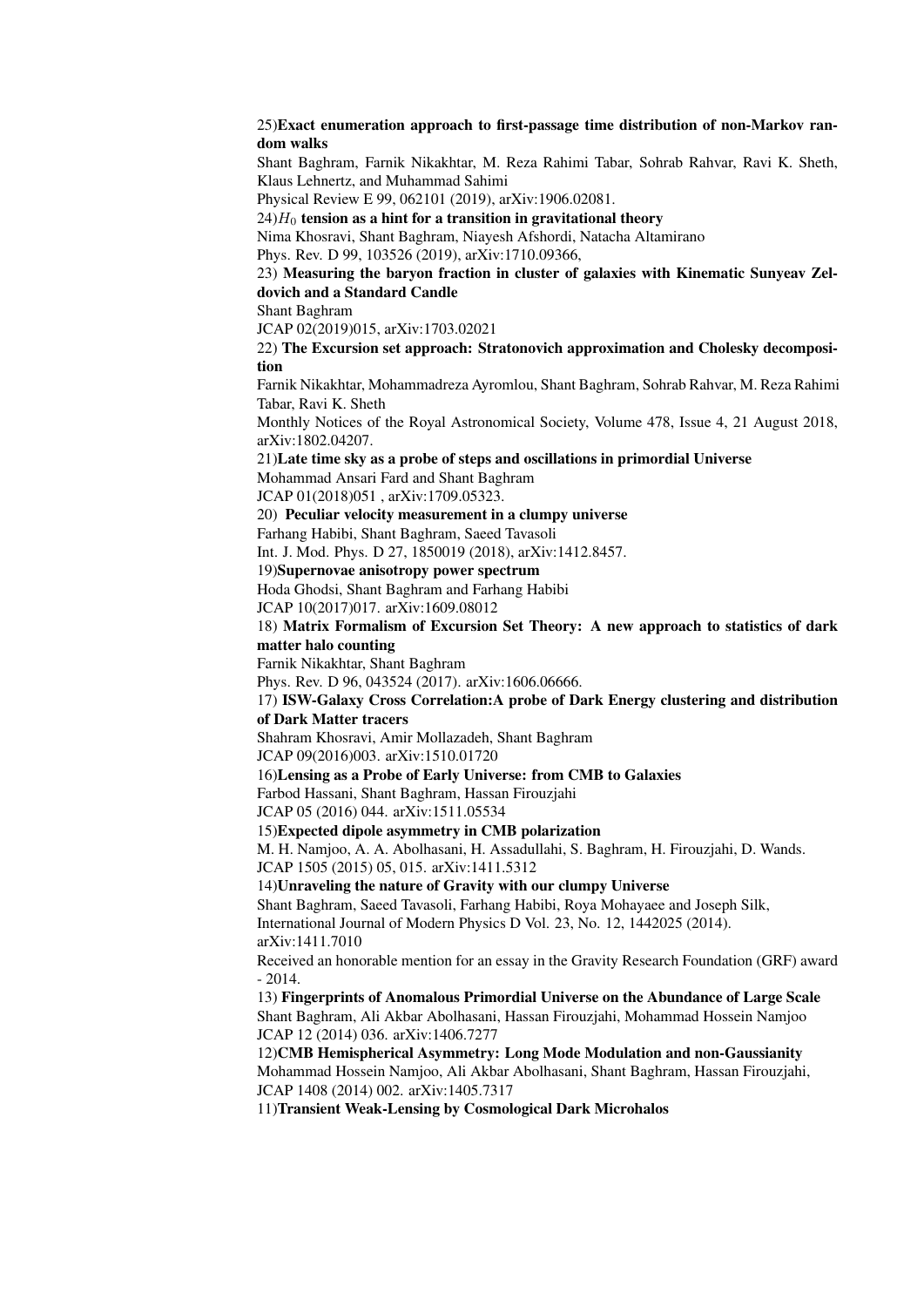25)**Exact enumeration approach to first-passage time distribution of non-Markov random walks**
Shant Baghram, Farnik Nikakhtar, M. Reza Rahimi Tabar, Sohrab Rahvar, Ravi K. Sheth, Klaus Lehnertz, and Muhammad Sahimi
Physical Review E 99, 062101 (2019), arXiv:1906.02081.

24)$H_0$ **tension as a hint for a transition in gravitational theory**
Nima Khosravi, Shant Baghram, Niayesh Afshordi, Natacha Altamirano
Phys. Rev. D 99, 103526 (2019), arXiv:1710.09366,

23) **Measuring the baryon fraction in cluster of galaxies with Kinematic Sunyeav Zeldovich and a Standard Candle**
Shant Baghram
JCAP 02(2019)015, arXiv:1703.02021

22) **The Excursion set approach: Stratonovich approximation and Cholesky decomposition**
Farnik Nikakhtar, Mohammadreza Ayromlou, Shant Baghram, Sohrab Rahvar, M. Reza Rahimi Tabar, Ravi K. Sheth
Monthly Notices of the Royal Astronomical Society, Volume 478, Issue 4, 21 August 2018, arXiv:1802.04207.

21)**Late time sky as a probe of steps and oscillations in primordial Universe**
Mohammad Ansari Fard and Shant Baghram
JCAP 01(2018)051 , arXiv:1709.05323.

20) **Peculiar velocity measurement in a clumpy universe**
Farhang Habibi, Shant Baghram, Saeed Tavasoli
Int. J. Mod. Phys. D 27, 1850019 (2018), arXiv:1412.8457.

19)**Supernovae anisotropy power spectrum**
Hoda Ghodsi, Shant Baghram and Farhang Habibi
JCAP 10(2017)017. arXiv:1609.08012

18) **Matrix Formalism of Excursion Set Theory: A new approach to statistics of dark matter halo counting**
Farnik Nikakhtar, Shant Baghram
Phys. Rev. D 96, 043524 (2017). arXiv:1606.06666.

17) **ISW-Galaxy Cross Correlation:A probe of Dark Energy clustering and distribution of Dark Matter tracers**
Shahram Khosravi, Amir Mollazadeh, Shant Baghram
JCAP 09(2016)003. arXiv:1510.01720

16)**Lensing as a Probe of Early Universe: from CMB to Galaxies**
Farbod Hassani, Shant Baghram, Hassan Firouzjahi
JCAP 05 (2016) 044. arXiv:1511.05534

15)**Expected dipole asymmetry in CMB polarization**
M. H. Namjoo, A. A. Abolhasani, H. Assadullahi, S. Baghram, H. Firouzjahi, D. Wands.
JCAP 1505 (2015) 05, 015. arXiv:1411.5312

14)**Unraveling the nature of Gravity with our clumpy Universe**
Shant Baghram, Saeed Tavasoli, Farhang Habibi, Roya Mohayaee and Joseph Silk,
International Journal of Modern Physics D Vol. 23, No. 12, 1442025 (2014).
arXiv:1411.7010
Received an honorable mention for an essay in the Gravity Research Foundation (GRF) award - 2014.

13) **Fingerprints of Anomalous Primordial Universe on the Abundance of Large Scale**
Shant Baghram, Ali Akbar Abolhasani, Hassan Firouzjahi, Mohammad Hossein Namjoo
JCAP 12 (2014) 036. arXiv:1406.7277

12)**CMB Hemispherical Asymmetry: Long Mode Modulation and non-Gaussianity**
Mohammad Hossein Namjoo, Ali Akbar Abolhasani, Shant Baghram, Hassan Firouzjahi,
JCAP 1408 (2014) 002. arXiv:1405.7317

11)**Transient Weak-Lensing by Cosmological Dark Microhalos**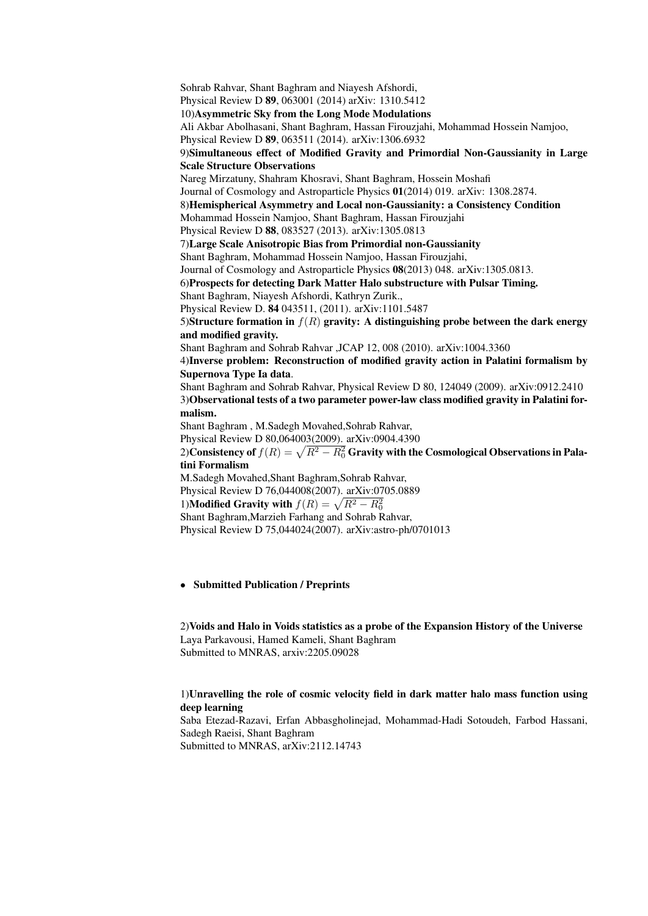Sohrab Rahvar, Shant Baghram and Niayesh Afshordi,
Physical Review D **89**, 063001 (2014) arXiv: 1310.5412

10)**Asymmetric Sky from the Long Mode Modulations**
Ali Akbar Abolhasani, Shant Baghram, Hassan Firouzjahi, Mohammad Hossein Namjoo,
Physical Review D **89**, 063511 (2014). arXiv:1306.6932

9)**Simultaneous effect of Modified Gravity and Primordial Non-Gaussianity in Large Scale Structure Observations**
Nareg Mirzatuny, Shahram Khosravi, Shant Baghram, Hossein Moshafi
Journal of Cosmology and Astroparticle Physics **01**(2014) 019. arXiv: 1308.2874.

8)**Hemispherical Asymmetry and Local non-Gaussianity: a Consistency Condition**
Mohammad Hossein Namjoo, Shant Baghram, Hassan Firouzjahi
Physical Review D **88**, 083527 (2013). arXiv:1305.0813

7)**Large Scale Anisotropic Bias from Primordial non-Gaussianity**
Shant Baghram, Mohammad Hossein Namjoo, Hassan Firouzjahi,
Journal of Cosmology and Astroparticle Physics **08**(2013) 048. arXiv:1305.0813.

6)**Prospects for detecting Dark Matter Halo substructure with Pulsar Timing.**
Shant Baghram, Niayesh Afshordi, Kathryn Zurik.,
Physical Review D. **84** 043511, (2011). arXiv:1101.5487

5)**Structure formation in $f(R)$ gravity: A distinguishing probe between the dark energy and modified gravity.**
Shant Baghram and Sohrab Rahvar ,JCAP 12, 008 (2010). arXiv:1004.3360

4)**Inverse problem: Reconstruction of modified gravity action in Palatini formalism by Supernova Type Ia data**.
Shant Baghram and Sohrab Rahvar, Physical Review D 80, 124049 (2009). arXiv:0912.2410

3)**Observational tests of a two parameter power-law class modified gravity in Palatini formalism.**
Shant Baghram , M.Sadegh Movahed,Sohrab Rahvar,
Physical Review D 80,064003(2009). arXiv:0904.4390

2)**Consistency of $f(R) = \sqrt{R^2 - R_0^2}$ Gravity with the Cosmological Observations in Palatini Formalism**
M.Sadegh Movahed,Shant Baghram,Sohrab Rahvar,
Physical Review D 76,044008(2007). arXiv:0705.0889

1)**Modified Gravity with $f(R) = \sqrt{R^2 - R_0^2}$**
Shant Baghram,Marzieh Farhang and Sohrab Rahvar,
Physical Review D 75,044024(2007). arXiv:astro-ph/0701013

- **Submitted Publication / Preprints**

2)**Voids and Halo in Voids statistics as a probe of the Expansion History of the Universe**
Laya Parkavousi, Hamed Kameli, Shant Baghram
Submitted to MNRAS, arxiv:2205.09028

1)**Unravelling the role of cosmic velocity field in dark matter halo mass function using deep learning**
Saba Etezad-Razavi, Erfan Abbasgholinejad, Mohammad-Hadi Sotoudeh, Farbod Hassani, Sadegh Raeisi, Shant Baghram
Submitted to MNRAS, arXiv:2112.14743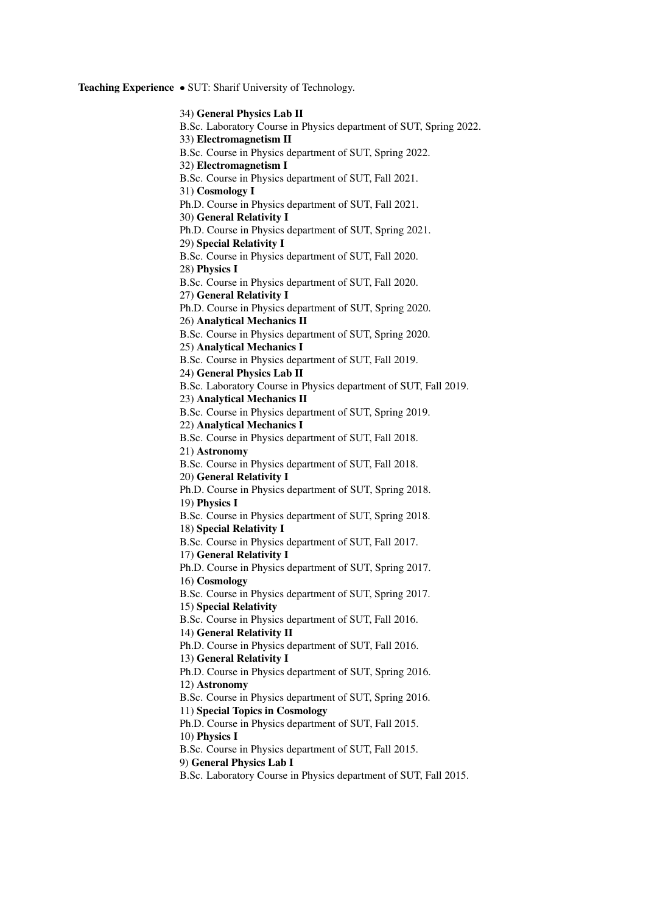**Teaching Experience** • SUT: Sharif University of Technology.

34) **General Physics Lab II**
B.Sc. Laboratory Course in Physics department of SUT, Spring 2022.
33) **Electromagnetism II**
B.Sc. Course in Physics department of SUT, Spring 2022.
32) **Electromagnetism I**
B.Sc. Course in Physics department of SUT, Fall 2021.
31) **Cosmology I**
Ph.D. Course in Physics department of SUT, Fall 2021.
30) **General Relativity I**
Ph.D. Course in Physics department of SUT, Spring 2021.
29) **Special Relativity I**
B.Sc. Course in Physics department of SUT, Fall 2020.
28) **Physics I**
B.Sc. Course in Physics department of SUT, Fall 2020.
27) **General Relativity I**
Ph.D. Course in Physics department of SUT, Spring 2020.
26) **Analytical Mechanics II**
B.Sc. Course in Physics department of SUT, Spring 2020.
25) **Analytical Mechanics I**
B.Sc. Course in Physics department of SUT, Fall 2019.
24) **General Physics Lab II**
B.Sc. Laboratory Course in Physics department of SUT, Fall 2019.
23) **Analytical Mechanics II**
B.Sc. Course in Physics department of SUT, Spring 2019.
22) **Analytical Mechanics I**
B.Sc. Course in Physics department of SUT, Fall 2018.
21) **Astronomy**
B.Sc. Course in Physics department of SUT, Fall 2018.
20) **General Relativity I**
Ph.D. Course in Physics department of SUT, Spring 2018.
19) **Physics I**
B.Sc. Course in Physics department of SUT, Spring 2018.
18) **Special Relativity I**
B.Sc. Course in Physics department of SUT, Fall 2017.
17) **General Relativity I**
Ph.D. Course in Physics department of SUT, Spring 2017.
16) **Cosmology**
B.Sc. Course in Physics department of SUT, Spring 2017.
15) **Special Relativity**
B.Sc. Course in Physics department of SUT, Fall 2016.
14) **General Relativity II**
Ph.D. Course in Physics department of SUT, Fall 2016.
13) **General Relativity I**
Ph.D. Course in Physics department of SUT, Spring 2016.
12) **Astronomy**
B.Sc. Course in Physics department of SUT, Spring 2016.
11) **Special Topics in Cosmology**
Ph.D. Course in Physics department of SUT, Fall 2015.
10) **Physics I**
B.Sc. Course in Physics department of SUT, Fall 2015.
9) **General Physics Lab I**
B.Sc. Laboratory Course in Physics department of SUT, Fall 2015.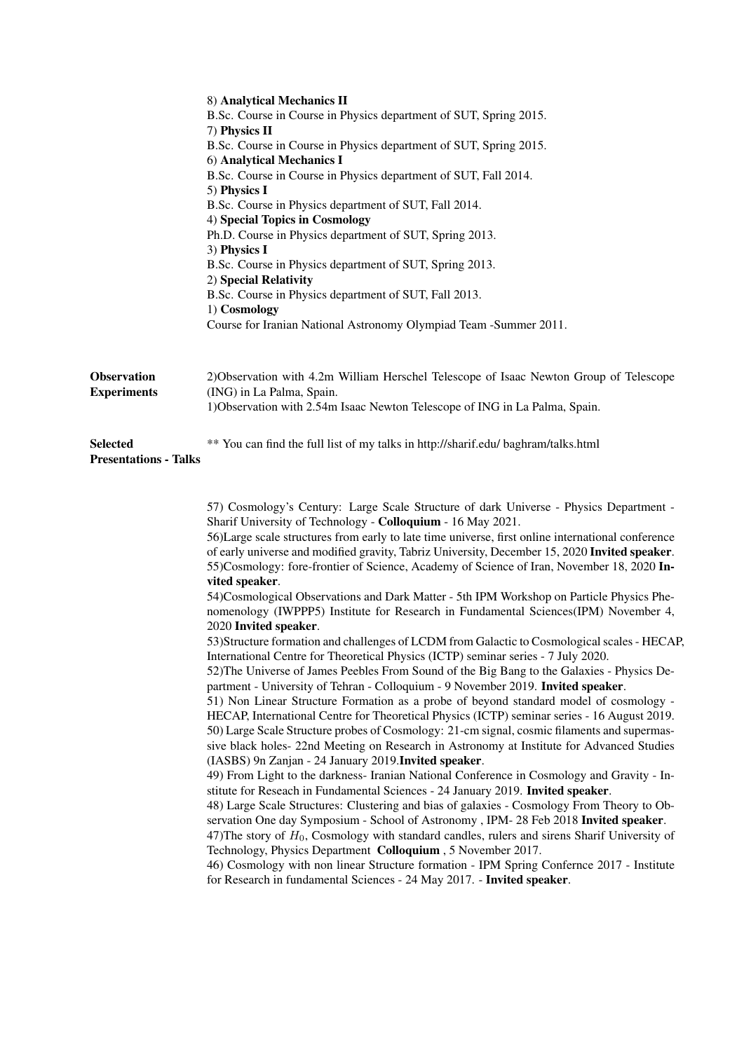8) **Analytical Mechanics II**
B.Sc. Course in Course in Physics department of SUT, Spring 2015.
7) **Physics II**
B.Sc. Course in Course in Physics department of SUT, Spring 2015.
6) **Analytical Mechanics I**
B.Sc. Course in Course in Physics department of SUT, Fall 2014.
5) **Physics I**
B.Sc. Course in Physics department of SUT, Fall 2014.
4) **Special Topics in Cosmology**
Ph.D. Course in Physics department of SUT, Spring 2013.
3) **Physics I**
B.Sc. Course in Physics department of SUT, Spring 2013.
2) **Special Relativity**
B.Sc. Course in Physics department of SUT, Fall 2013.
1) **Cosmology**
Course for Iranian National Astronomy Olympiad Team -Summer 2011.

**Observation Experiments**

2)Observation with 4.2m William Herschel Telescope of Isaac Newton Group of Telescope (ING) in La Palma, Spain.
1)Observation with 2.54m Isaac Newton Telescope of ING in La Palma, Spain.

**Selected Presentations - Talks**

** You can find the full list of my talks in http://sharif.edu/ baghram/talks.html

57) Cosmology's Century: Large Scale Structure of dark Universe - Physics Department - Sharif University of Technology - **Colloquium** - 16 May 2021.
56)Large scale structures from early to late time universe, first online international conference of early universe and modified gravity, Tabriz University, December 15, 2020 **Invited speaker**.
55)Cosmology: fore-frontier of Science, Academy of Science of Iran, November 18, 2020 **Invited speaker**.
54)Cosmological Observations and Dark Matter - 5th IPM Workshop on Particle Physics Phenomenology (IWPPP5) Institute for Research in Fundamental Sciences(IPM) November 4, 2020 **Invited speaker**.
53)Structure formation and challenges of LCDM from Galactic to Cosmological scales - HECAP, International Centre for Theoretical Physics (ICTP) seminar series - 7 July 2020.
52)The Universe of James Peebles From Sound of the Big Bang to the Galaxies - Physics Department - University of Tehran - Colloquium - 9 November 2019. **Invited speaker**.
51) Non Linear Structure Formation as a probe of beyond standard model of cosmology - HECAP, International Centre for Theoretical Physics (ICTP) seminar series - 16 August 2019.
50) Large Scale Structure probes of Cosmology: 21-cm signal, cosmic filaments and supermassive black holes- 22nd Meeting on Research in Astronomy at Institute for Advanced Studies (IASBS) 9n Zanjan - 24 January 2019.**Invited speaker**.
49) From Light to the darkness- Iranian National Conference in Cosmology and Gravity - Institute for Reseach in Fundamental Sciences - 24 January 2019. **Invited speaker**.
48) Large Scale Structures: Clustering and bias of galaxies - Cosmology From Theory to Observation One day Symposium - School of Astronomy , IPM- 28 Feb 2018 **Invited speaker**.
47)The story of $H_0$, Cosmology with standard candles, rulers and sirens Sharif University of Technology, Physics Department **Colloquium** , 5 November 2017.
46) Cosmology with non linear Structure formation - IPM Spring Confernce 2017 - Institute for Research in fundamental Sciences - 24 May 2017. - **Invited speaker**.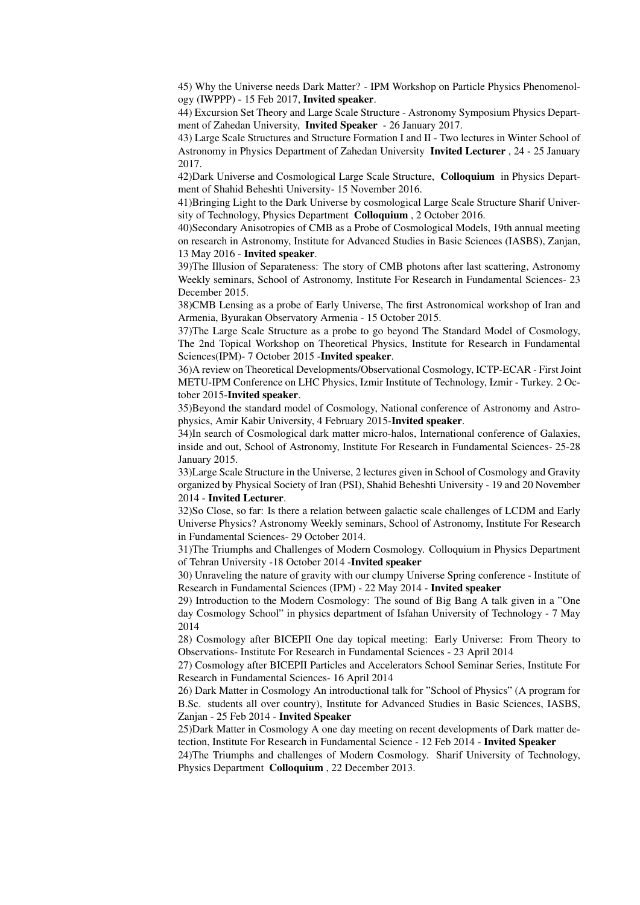45) Why the Universe needs Dark Matter? - IPM Workshop on Particle Physics Phenomenology (IWPPP) - 15 Feb 2017, **Invited speaker**.

44) Excursion Set Theory and Large Scale Structure - Astronomy Symposium Physics Department of Zahedan University, **Invited Speaker** - 26 January 2017.

43) Large Scale Structures and Structure Formation I and II - Two lectures in Winter School of Astronomy in Physics Department of Zahedan University **Invited Lecturer** , 24 - 25 January 2017.

42)Dark Universe and Cosmological Large Scale Structure, **Colloquium** in Physics Department of Shahid Beheshti University- 15 November 2016.

41)Bringing Light to the Dark Universe by cosmological Large Scale Structure Sharif University of Technology, Physics Department **Colloquium** , 2 October 2016.

40)Secondary Anisotropies of CMB as a Probe of Cosmological Models, 19th annual meeting on research in Astronomy, Institute for Advanced Studies in Basic Sciences (IASBS), Zanjan, 13 May 2016 - **Invited speaker**.

39)The Illusion of Separateness: The story of CMB photons after last scattering, Astronomy Weekly seminars, School of Astronomy, Institute For Research in Fundamental Sciences- 23 December 2015.

38)CMB Lensing as a probe of Early Universe, The first Astronomical workshop of Iran and Armenia, Byurakan Observatory Armenia - 15 October 2015.

37)The Large Scale Structure as a probe to go beyond The Standard Model of Cosmology, The 2nd Topical Workshop on Theoretical Physics, Institute for Research in Fundamental Sciences(IPM)- 7 October 2015 -**Invited speaker**.

36)A review on Theoretical Developments/Observational Cosmology, ICTP-ECAR - First Joint METU-IPM Conference on LHC Physics, Izmir Institute of Technology, Izmir - Turkey. 2 October 2015-**Invited speaker**.

35)Beyond the standard model of Cosmology, National conference of Astronomy and Astrophysics, Amir Kabir University, 4 February 2015-**Invited speaker**.

34)In search of Cosmological dark matter micro-halos, International conference of Galaxies, inside and out, School of Astronomy, Institute For Research in Fundamental Sciences- 25-28 January 2015.

33)Large Scale Structure in the Universe, 2 lectures given in School of Cosmology and Gravity organized by Physical Society of Iran (PSI), Shahid Beheshti University - 19 and 20 November 2014 - **Invited Lecturer**.

32)So Close, so far: Is there a relation between galactic scale challenges of LCDM and Early Universe Physics? Astronomy Weekly seminars, School of Astronomy, Institute For Research in Fundamental Sciences- 29 October 2014.

31)The Triumphs and Challenges of Modern Cosmology. Colloquium in Physics Department of Tehran University -18 October 2014 -**Invited speaker**

30) Unraveling the nature of gravity with our clumpy Universe Spring conference - Institute of Research in Fundamental Sciences (IPM) - 22 May 2014 - **Invited speaker**

29) Introduction to the Modern Cosmology: The sound of Big Bang A talk given in a "One day Cosmology School" in physics department of Isfahan University of Technology - 7 May 2014

28) Cosmology after BICEPII One day topical meeting: Early Universe: From Theory to Observations- Institute For Research in Fundamental Sciences - 23 April 2014

27) Cosmology after BICEPII Particles and Accelerators School Seminar Series, Institute For Research in Fundamental Sciences- 16 April 2014

26) Dark Matter in Cosmology An introductional talk for "School of Physics" (A program for B.Sc. students all over country), Institute for Advanced Studies in Basic Sciences, IASBS, Zanjan - 25 Feb 2014 - **Invited Speaker**

25)Dark Matter in Cosmology A one day meeting on recent developments of Dark matter detection, Institute For Research in Fundamental Science - 12 Feb 2014 - **Invited Speaker**

24)The Triumphs and challenges of Modern Cosmology. Sharif University of Technology, Physics Department **Colloquium** , 22 December 2013.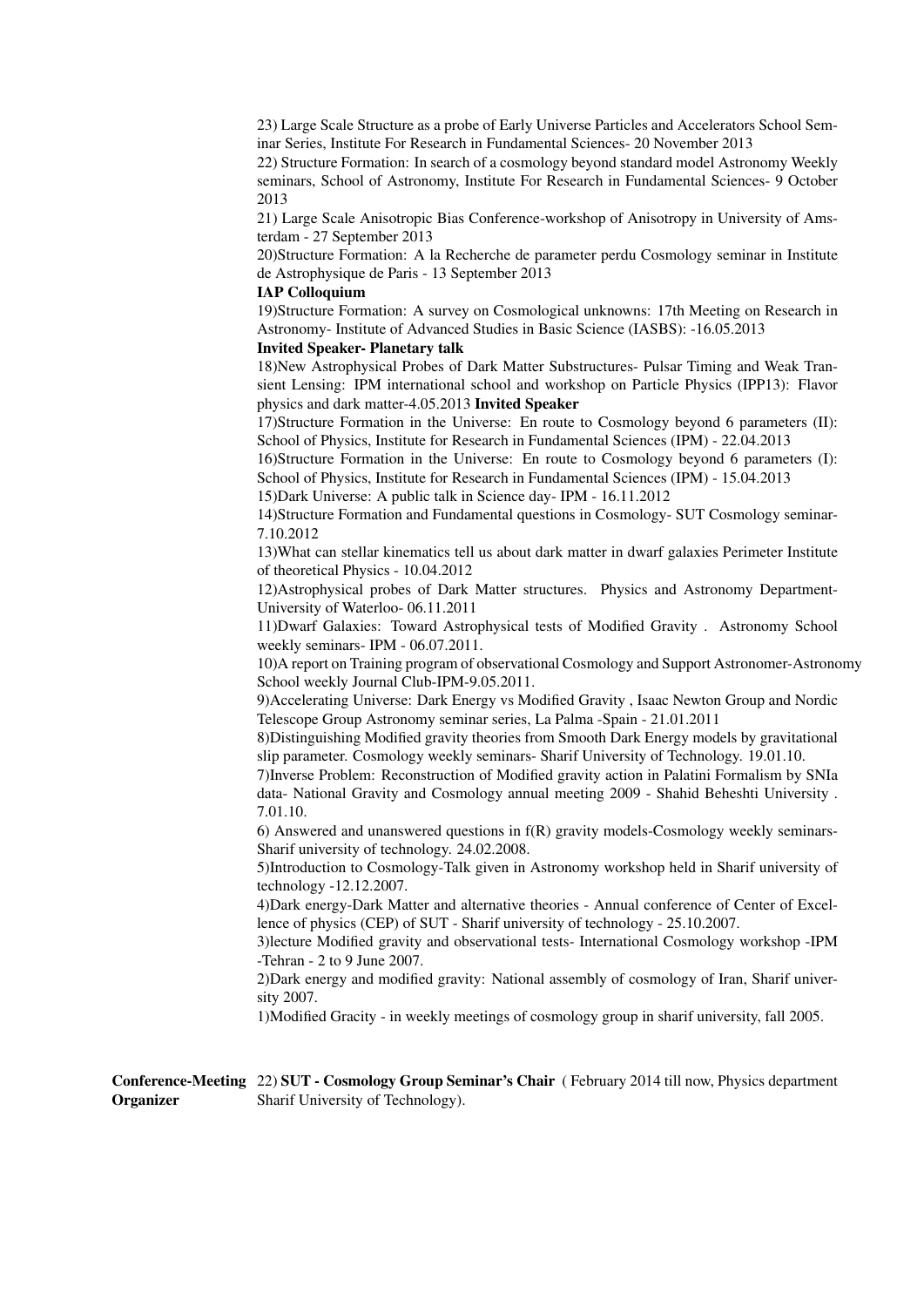23) Large Scale Structure as a probe of Early Universe Particles and Accelerators School Seminar Series, Institute For Research in Fundamental Sciences- 20 November 2013

22) Structure Formation: In search of a cosmology beyond standard model Astronomy Weekly seminars, School of Astronomy, Institute For Research in Fundamental Sciences- 9 October 2013

21) Large Scale Anisotropic Bias Conference-workshop of Anisotropy in University of Amsterdam - 27 September 2013

20)Structure Formation: A la Recherche de parameter perdu Cosmology seminar in Institute de Astrophysique de Paris - 13 September 2013
**IAP Colloquium**

19)Structure Formation: A survey on Cosmological unknowns: 17th Meeting on Research in Astronomy- Institute of Advanced Studies in Basic Science (IASBS): -16.05.2013
**Invited Speaker- Planetary talk**

18)New Astrophysical Probes of Dark Matter Substructures- Pulsar Timing and Weak Transient Lensing: IPM international school and workshop on Particle Physics (IPP13): Flavor physics and dark matter-4.05.2013 **Invited Speaker**

17)Structure Formation in the Universe: En route to Cosmology beyond 6 parameters (II): School of Physics, Institute for Research in Fundamental Sciences (IPM) - 22.04.2013

16)Structure Formation in the Universe: En route to Cosmology beyond 6 parameters (I): School of Physics, Institute for Research in Fundamental Sciences (IPM) - 15.04.2013

15)Dark Universe: A public talk in Science day- IPM - 16.11.2012

14)Structure Formation and Fundamental questions in Cosmology- SUT Cosmology seminar- 7.10.2012

13)What can stellar kinematics tell us about dark matter in dwarf galaxies Perimeter Institute of theoretical Physics - 10.04.2012

12)Astrophysical probes of Dark Matter structures. Physics and Astronomy Department- University of Waterloo- 06.11.2011

11)Dwarf Galaxies: Toward Astrophysical tests of Modified Gravity . Astronomy School weekly seminars- IPM - 06.07.2011.

10)A report on Training program of observational Cosmology and Support Astronomer-Astronomy School weekly Journal Club-IPM-9.05.2011.

9)Accelerating Universe: Dark Energy vs Modified Gravity , Isaac Newton Group and Nordic Telescope Group Astronomy seminar series, La Palma -Spain - 21.01.2011

8)Distinguishing Modified gravity theories from Smooth Dark Energy models by gravitational slip parameter. Cosmology weekly seminars- Sharif University of Technology. 19.01.10.

7)Inverse Problem: Reconstruction of Modified gravity action in Palatini Formalism by SNIa data- National Gravity and Cosmology annual meeting 2009 - Shahid Beheshti University . 7.01.10.

6) Answered and unanswered questions in f(R) gravity models-Cosmology weekly seminars- Sharif university of technology. 24.02.2008.

5)Introduction to Cosmology-Talk given in Astronomy workshop held in Sharif university of technology -12.12.2007.

4)Dark energy-Dark Matter and alternative theories - Annual conference of Center of Excellence of physics (CEP) of SUT - Sharif university of technology - 25.10.2007.

3)lecture Modified gravity and observational tests- International Cosmology workshop -IPM -Tehran - 2 to 9 June 2007.

2)Dark energy and modified gravity: National assembly of cosmology of Iran, Sharif university 2007.

1)Modified Gracity - in weekly meetings of cosmology group in sharif university, fall 2005.

**Conference-Meeting Organizer**

22) **SUT - Cosmology Group Seminar's Chair** ( February 2014 till now, Physics department Sharif University of Technology).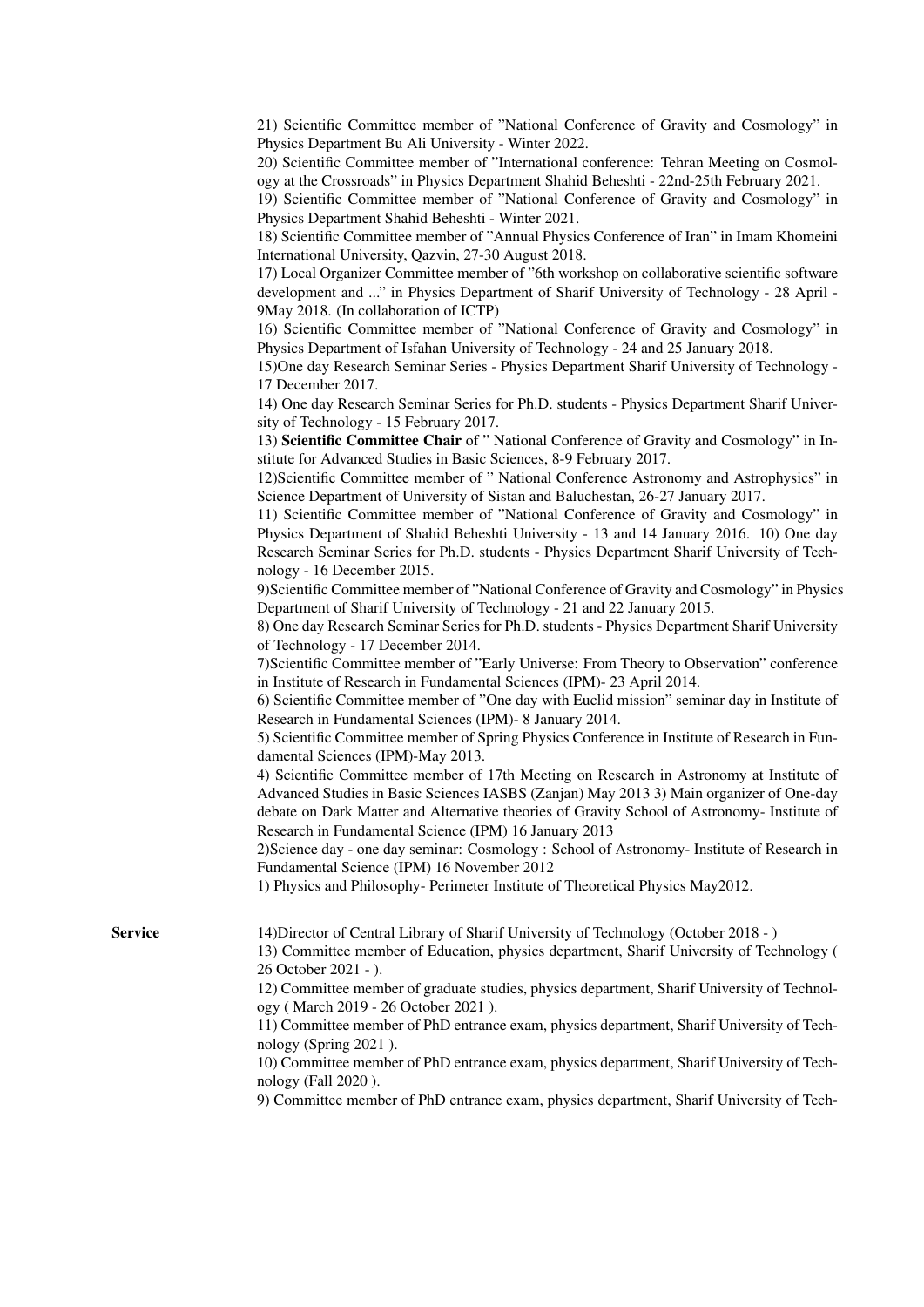21) Scientific Committee member of "National Conference of Gravity and Cosmology" in Physics Department Bu Ali University - Winter 2022.

20) Scientific Committee member of "International conference: Tehran Meeting on Cosmology at the Crossroads" in Physics Department Shahid Beheshti - 22nd-25th February 2021.

19) Scientific Committee member of "National Conference of Gravity and Cosmology" in Physics Department Shahid Beheshti - Winter 2021.

18) Scientific Committee member of "Annual Physics Conference of Iran" in Imam Khomeini International University, Qazvin, 27-30 August 2018.

17) Local Organizer Committee member of "6th workshop on collaborative scientific software development and ..." in Physics Department of Sharif University of Technology - 28 April - 9May 2018. (In collaboration of ICTP)

16) Scientific Committee member of "National Conference of Gravity and Cosmology" in Physics Department of Isfahan University of Technology - 24 and 25 January 2018.

15)One day Research Seminar Series - Physics Department Sharif University of Technology - 17 December 2017.

14) One day Research Seminar Series for Ph.D. students - Physics Department Sharif University of Technology - 15 February 2017.

13) **Scientific Committee Chair** of " National Conference of Gravity and Cosmology" in Institute for Advanced Studies in Basic Sciences, 8-9 February 2017.

12)Scientific Committee member of " National Conference Astronomy and Astrophysics" in Science Department of University of Sistan and Baluchestan, 26-27 January 2017.

11) Scientific Committee member of "National Conference of Gravity and Cosmology" in Physics Department of Shahid Beheshti University - 13 and 14 January 2016. 10) One day Research Seminar Series for Ph.D. students - Physics Department Sharif University of Technology - 16 December 2015.

9)Scientific Committee member of "National Conference of Gravity and Cosmology" in Physics Department of Sharif University of Technology - 21 and 22 January 2015.

8) One day Research Seminar Series for Ph.D. students - Physics Department Sharif University of Technology - 17 December 2014.

7)Scientific Committee member of "Early Universe: From Theory to Observation" conference in Institute of Research in Fundamental Sciences (IPM)- 23 April 2014.

6) Scientific Committee member of "One day with Euclid mission" seminar day in Institute of Research in Fundamental Sciences (IPM)- 8 January 2014.

5) Scientific Committee member of Spring Physics Conference in Institute of Research in Fundamental Sciences (IPM)-May 2013.

4) Scientific Committee member of 17th Meeting on Research in Astronomy at Institute of Advanced Studies in Basic Sciences IASBS (Zanjan) May 2013 3) Main organizer of One-day debate on Dark Matter and Alternative theories of Gravity School of Astronomy- Institute of Research in Fundamental Science (IPM) 16 January 2013

2)Science day - one day seminar: Cosmology : School of Astronomy- Institute of Research in Fundamental Science (IPM) 16 November 2012

1) Physics and Philosophy- Perimeter Institute of Theoretical Physics May2012.

**Service**

14)Director of Central Library of Sharif University of Technology (October 2018 - )

13) Committee member of Education, physics department, Sharif University of Technology ( 26 October 2021 - ).

12) Committee member of graduate studies, physics department, Sharif University of Technology ( March 2019 - 26 October 2021 ).

11) Committee member of PhD entrance exam, physics department, Sharif University of Technology (Spring 2021 ).

10) Committee member of PhD entrance exam, physics department, Sharif University of Technology (Fall 2020 ).

9) Committee member of PhD entrance exam, physics department, Sharif University of Tech-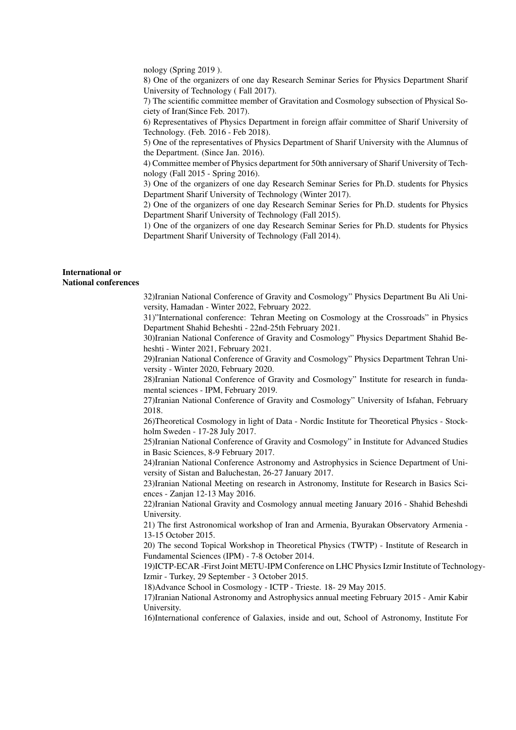nology (Spring 2019 ).

8) One of the organizers of one day Research Seminar Series for Physics Department Sharif University of Technology ( Fall 2017).

7) The scientific committee member of Gravitation and Cosmology subsection of Physical Society of Iran(Since Feb. 2017).

6) Representatives of Physics Department in foreign affair committee of Sharif University of Technology. (Feb. 2016 - Feb 2018).

5) One of the representatives of Physics Department of Sharif University with the Alumnus of the Department. (Since Jan. 2016).

4) Committee member of Physics department for 50th anniversary of Sharif University of Technology (Fall 2015 - Spring 2016).

3) One of the organizers of one day Research Seminar Series for Ph.D. students for Physics Department Sharif University of Technology (Winter 2017).

2) One of the organizers of one day Research Seminar Series for Ph.D. students for Physics Department Sharif University of Technology (Fall 2015).

1) One of the organizers of one day Research Seminar Series for Ph.D. students for Physics Department Sharif University of Technology (Fall 2014).

**International or National conferences**

32)Iranian National Conference of Gravity and Cosmology" Physics Department Bu Ali University, Hamadan - Winter 2022, February 2022.

31)"International conference: Tehran Meeting on Cosmology at the Crossroads" in Physics Department Shahid Beheshti - 22nd-25th February 2021.

30)Iranian National Conference of Gravity and Cosmology" Physics Department Shahid Beheshti - Winter 2021, February 2021.

29)Iranian National Conference of Gravity and Cosmology" Physics Department Tehran University - Winter 2020, February 2020.

28)Iranian National Conference of Gravity and Cosmology" Institute for research in fundamental sciences - IPM, February 2019.

27)Iranian National Conference of Gravity and Cosmology" University of Isfahan, February 2018.

26)Theoretical Cosmology in light of Data - Nordic Institute for Theoretical Physics - Stockholm Sweden - 17-28 July 2017.

25)Iranian National Conference of Gravity and Cosmology" in Institute for Advanced Studies in Basic Sciences, 8-9 February 2017.

24)Iranian National Conference Astronomy and Astrophysics in Science Department of University of Sistan and Baluchestan, 26-27 January 2017.

23)Iranian National Meeting on research in Astronomy, Institute for Research in Basics Sciences - Zanjan 12-13 May 2016.

22)Iranian National Gravity and Cosmology annual meeting January 2016 - Shahid Beheshdi University.

21) The first Astronomical workshop of Iran and Armenia, Byurakan Observatory Armenia - 13-15 October 2015.

20) The second Topical Workshop in Theoretical Physics (TWTP) - Institute of Research in Fundamental Sciences (IPM) - 7-8 October 2014.

19)ICTP-ECAR -First Joint METU-IPM Conference on LHC Physics Izmir Institute of Technology-Izmir - Turkey, 29 September - 3 October 2015.

18)Advance School in Cosmology - ICTP - Trieste. 18- 29 May 2015.

17)Iranian National Astronomy and Astrophysics annual meeting February 2015 - Amir Kabir University.

16)International conference of Galaxies, inside and out, School of Astronomy, Institute For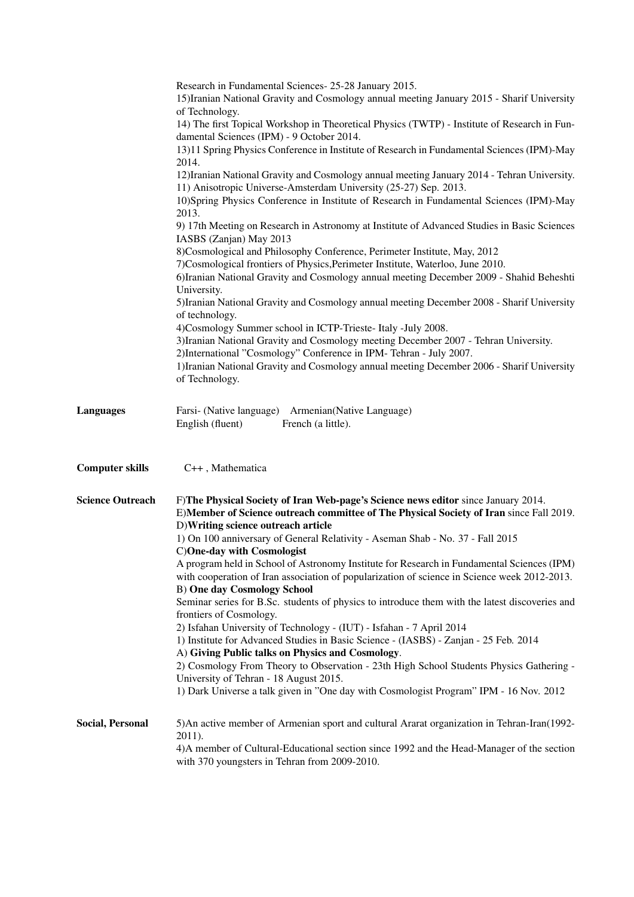Research in Fundamental Sciences- 25-28 January 2015.

15)Iranian National Gravity and Cosmology annual meeting January 2015 - Sharif University of Technology.

14) The first Topical Workshop in Theoretical Physics (TWTP) - Institute of Research in Fundamental Sciences (IPM) - 9 October 2014.

13)11 Spring Physics Conference in Institute of Research in Fundamental Sciences (IPM)-May 2014.

12)Iranian National Gravity and Cosmology annual meeting January 2014 - Tehran University.

11) Anisotropic Universe-Amsterdam University (25-27) Sep. 2013.

10)Spring Physics Conference in Institute of Research in Fundamental Sciences (IPM)-May 2013.

9) 17th Meeting on Research in Astronomy at Institute of Advanced Studies in Basic Sciences IASBS (Zanjan) May 2013

8)Cosmological and Philosophy Conference, Perimeter Institute, May, 2012

7)Cosmological frontiers of Physics,Perimeter Institute, Waterloo, June 2010.

6)Iranian National Gravity and Cosmology annual meeting December 2009 - Shahid Beheshti University.

5)Iranian National Gravity and Cosmology annual meeting December 2008 - Sharif University of technology.

4)Cosmology Summer school in ICTP-Trieste- Italy -July 2008.

3)Iranian National Gravity and Cosmology meeting December 2007 - Tehran University.

2)International "Cosmology" Conference in IPM- Tehran - July 2007.

1)Iranian National Gravity and Cosmology annual meeting December 2006 - Sharif University of Technology.

**Languages**

Farsi- (Native language) Armenian(Native Language)
English (fluent) French (a little).

**Computer skills**

C++ , Mathematica

**Science Outreach**

F)**The Physical Society of Iran Web-page's Science news editor** since January 2014.

E)**Member of Science outreach committee of The Physical Society of Iran** since Fall 2019.

D)**Writing science outreach article**

1) On 100 anniversary of General Relativity - Aseman Shab - No. 37 - Fall 2015

C)**One-day with Cosmologist**

A program held in School of Astronomy Institute for Research in Fundamental Sciences (IPM) with cooperation of Iran association of popularization of science in Science week 2012-2013.

B) **One day Cosmology School**

Seminar series for B.Sc. students of physics to introduce them with the latest discoveries and frontiers of Cosmology.

2) Isfahan University of Technology - (IUT) - Isfahan - 7 April 2014

1) Institute for Advanced Studies in Basic Science - (IASBS) - Zanjan - 25 Feb. 2014

A) **Giving Public talks on Physics and Cosmology**.

2) Cosmology From Theory to Observation - 23th High School Students Physics Gathering - University of Tehran - 18 August 2015.

1) Dark Universe a talk given in "One day with Cosmologist Program" IPM - 16 Nov. 2012

**Social, Personal**

5)An active member of Armenian sport and cultural Ararat organization in Tehran-Iran(1992-2011).

4)A member of Cultural-Educational section since 1992 and the Head-Manager of the section with 370 youngsters in Tehran from 2009-2010.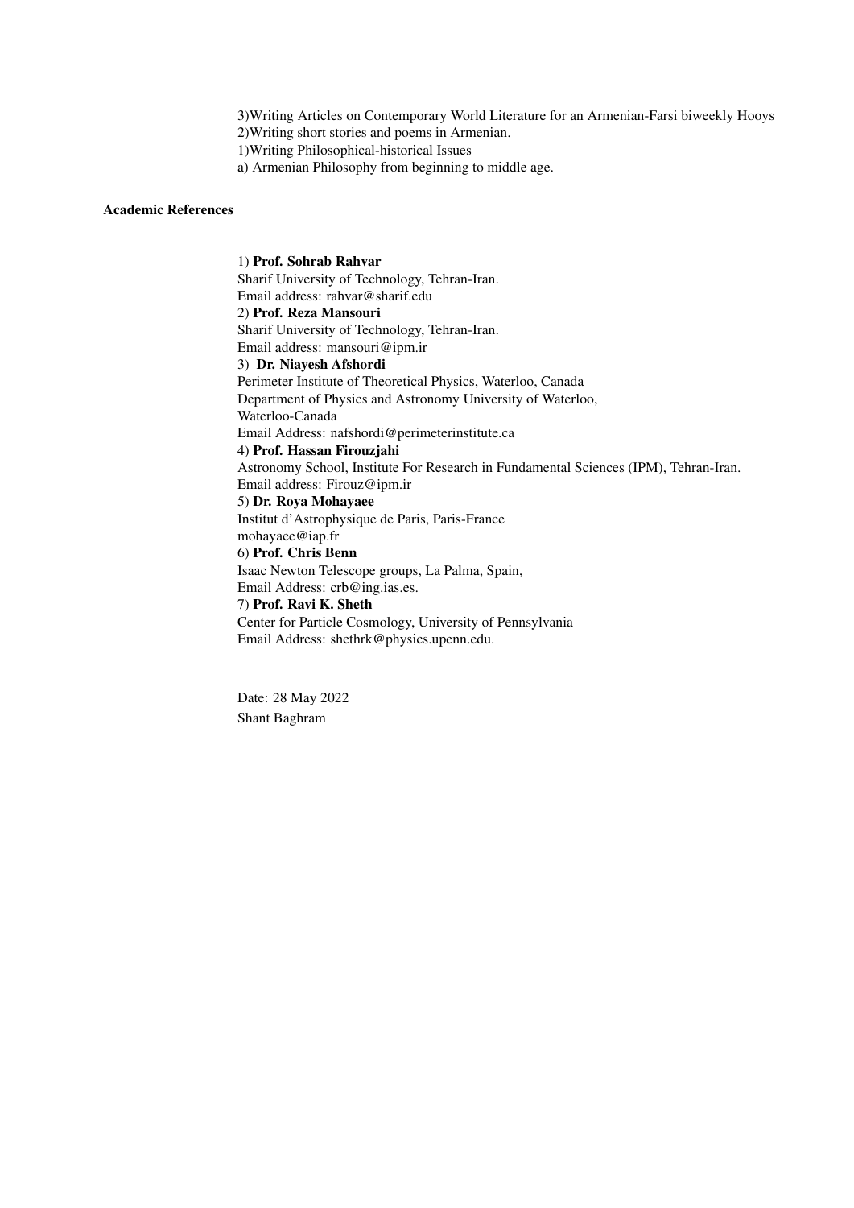3)Writing Articles on Contemporary World Literature for an Armenian-Farsi biweekly Hooys
2)Writing short stories and poems in Armenian.
1)Writing Philosophical-historical Issues
a) Armenian Philosophy from beginning to middle age.

**Academic References**

1) **Prof. Sohrab Rahvar**
Sharif University of Technology, Tehran-Iran.
Email address: rahvar@sharif.edu
2) **Prof. Reza Mansouri**
Sharif University of Technology, Tehran-Iran.
Email address: mansouri@ipm.ir
3) **Dr. Niayesh Afshordi**
Perimeter Institute of Theoretical Physics, Waterloo, Canada
Department of Physics and Astronomy University of Waterloo,
Waterloo-Canada
Email Address: nafshordi@perimeterinstitute.ca
4) **Prof. Hassan Firouzjahi**
Astronomy School, Institute For Research in Fundamental Sciences (IPM), Tehran-Iran.
Email address: Firouz@ipm.ir
5) **Dr. Roya Mohayaee**
Institut d'Astrophysique de Paris, Paris-France
mohayaee@iap.fr
6) **Prof. Chris Benn**
Isaac Newton Telescope groups, La Palma, Spain,
Email Address: crb@ing.ias.es.
7) **Prof. Ravi K. Sheth**
Center for Particle Cosmology, University of Pennsylvania
Email Address: shethrk@physics.upenn.edu.

Date: 28 May 2022
Shant Baghram